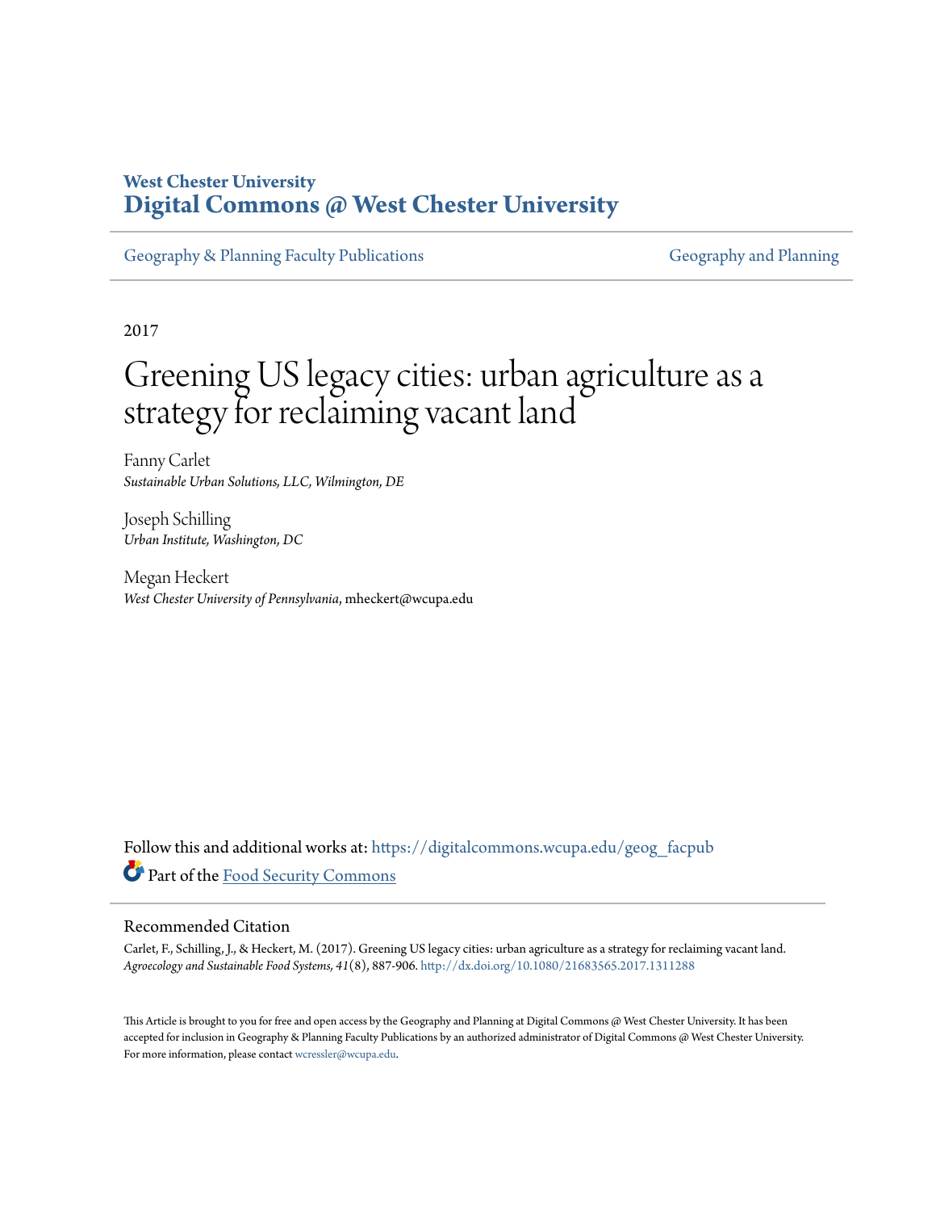West Chester University

**Digital Commons @ West Chester University**

Geography & Planning Faculty Publications | Geography and Planning

2017

# Greening US legacy cities: urban agriculture as a strategy for reclaiming vacant land

Fanny Carlet
*Sustainable Urban Solutions, LLC, Wilmington, DE*

Joseph Schilling
*Urban Institute, Washington, DC*

Megan Heckert
*West Chester University of Pennsylvania*, mheckert@wcupa.edu

Follow this and additional works at: https://digitalcommons.wcupa.edu/geog_facpub

Part of the Food Security Commons

## Recommended Citation

Carlet, F., Schilling, J., & Heckert, M. (2017). Greening US legacy cities: urban agriculture as a strategy for reclaiming vacant land. *Agroecology and Sustainable Food Systems, 41*(8), 887-906. http://dx.doi.org/10.1080/21683565.2017.1311288

This Article is brought to you for free and open access by the Geography and Planning at Digital Commons @ West Chester University. It has been accepted for inclusion in Geography & Planning Faculty Publications by an authorized administrator of Digital Commons @ West Chester University. For more information, please contact wcressler@wcupa.edu.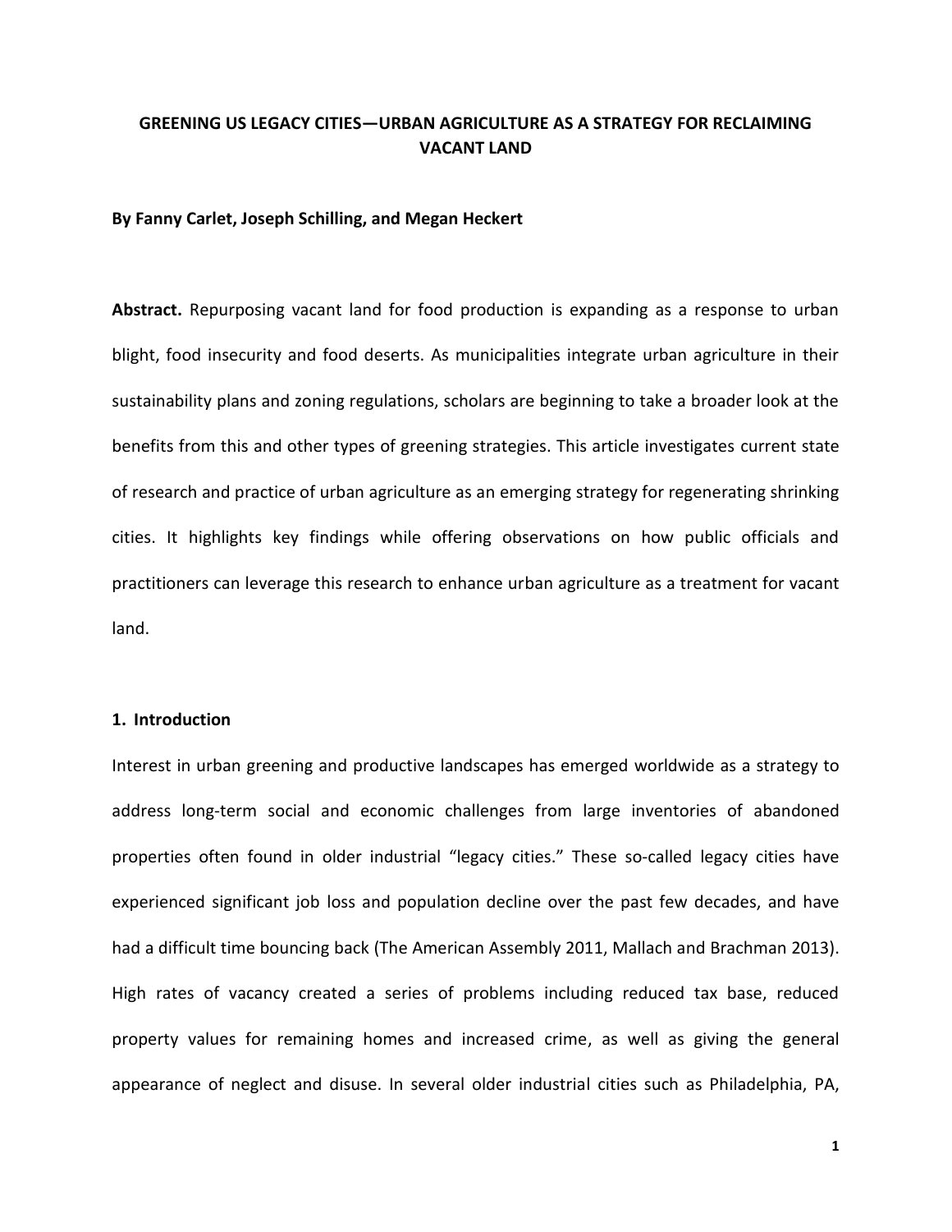# GREENING US LEGACY CITIES—URBAN AGRICULTURE AS A STRATEGY FOR RECLAIMING VACANT LAND

**By Fanny Carlet, Joseph Schilling, and Megan Heckert**

**Abstract.** Repurposing vacant land for food production is expanding as a response to urban blight, food insecurity and food deserts. As municipalities integrate urban agriculture in their sustainability plans and zoning regulations, scholars are beginning to take a broader look at the benefits from this and other types of greening strategies. This article investigates current state of research and practice of urban agriculture as an emerging strategy for regenerating shrinking cities. It highlights key findings while offering observations on how public officials and practitioners can leverage this research to enhance urban agriculture as a treatment for vacant land.

## 1. Introduction

Interest in urban greening and productive landscapes has emerged worldwide as a strategy to address long-term social and economic challenges from large inventories of abandoned properties often found in older industrial "legacy cities." These so-called legacy cities have experienced significant job loss and population decline over the past few decades, and have had a difficult time bouncing back (The American Assembly 2011, Mallach and Brachman 2013). High rates of vacancy created a series of problems including reduced tax base, reduced property values for remaining homes and increased crime, as well as giving the general appearance of neglect and disuse. In several older industrial cities such as Philadelphia, PA,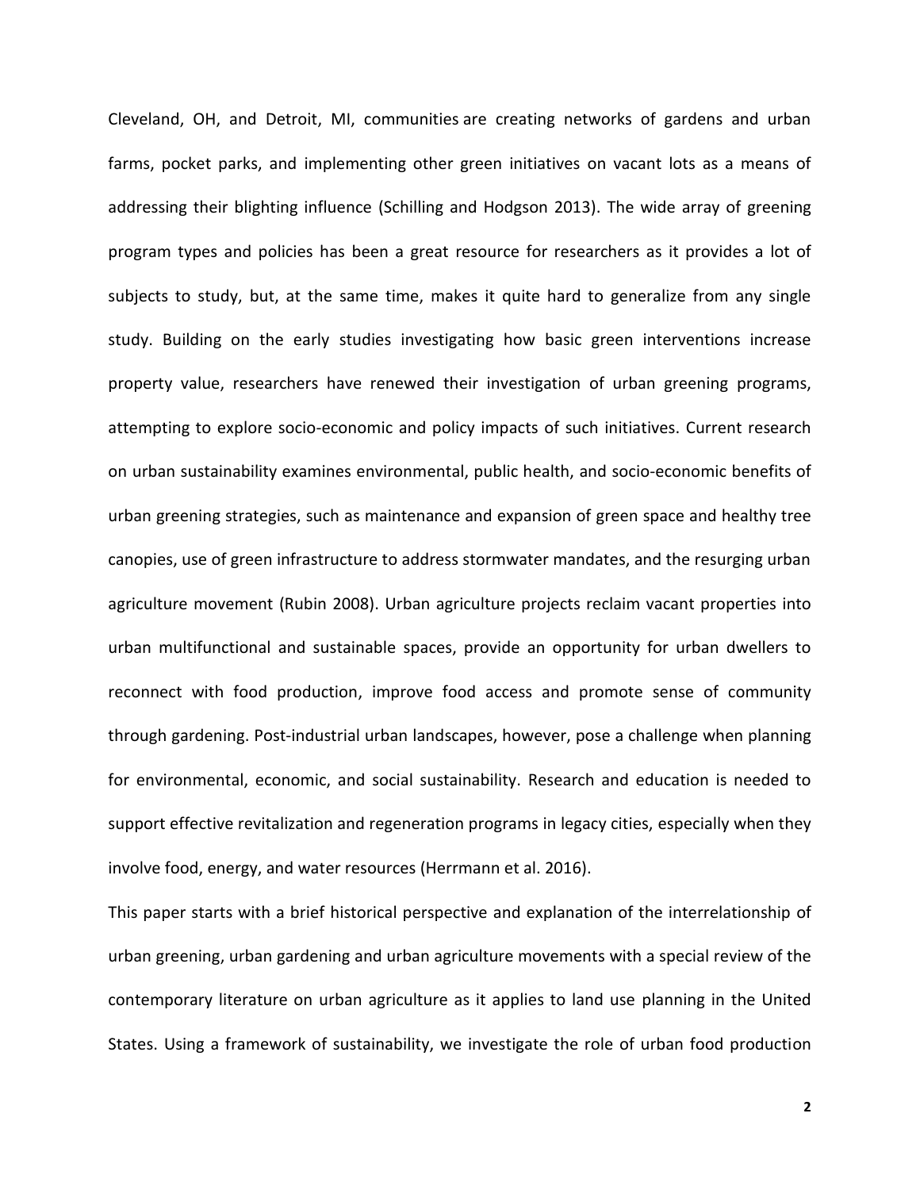Cleveland, OH, and Detroit, MI, communities are creating networks of gardens and urban farms, pocket parks, and implementing other green initiatives on vacant lots as a means of addressing their blighting influence (Schilling and Hodgson 2013). The wide array of greening program types and policies has been a great resource for researchers as it provides a lot of subjects to study, but, at the same time, makes it quite hard to generalize from any single study. Building on the early studies investigating how basic green interventions increase property value, researchers have renewed their investigation of urban greening programs, attempting to explore socio-economic and policy impacts of such initiatives. Current research on urban sustainability examines environmental, public health, and socio-economic benefits of urban greening strategies, such as maintenance and expansion of green space and healthy tree canopies, use of green infrastructure to address stormwater mandates, and the resurging urban agriculture movement (Rubin 2008). Urban agriculture projects reclaim vacant properties into urban multifunctional and sustainable spaces, provide an opportunity for urban dwellers to reconnect with food production, improve food access and promote sense of community through gardening. Post-industrial urban landscapes, however, pose a challenge when planning for environmental, economic, and social sustainability. Research and education is needed to support effective revitalization and regeneration programs in legacy cities, especially when they involve food, energy, and water resources (Herrmann et al. 2016).

This paper starts with a brief historical perspective and explanation of the interrelationship of urban greening, urban gardening and urban agriculture movements with a special review of the contemporary literature on urban agriculture as it applies to land use planning in the United States. Using a framework of sustainability, we investigate the role of urban food production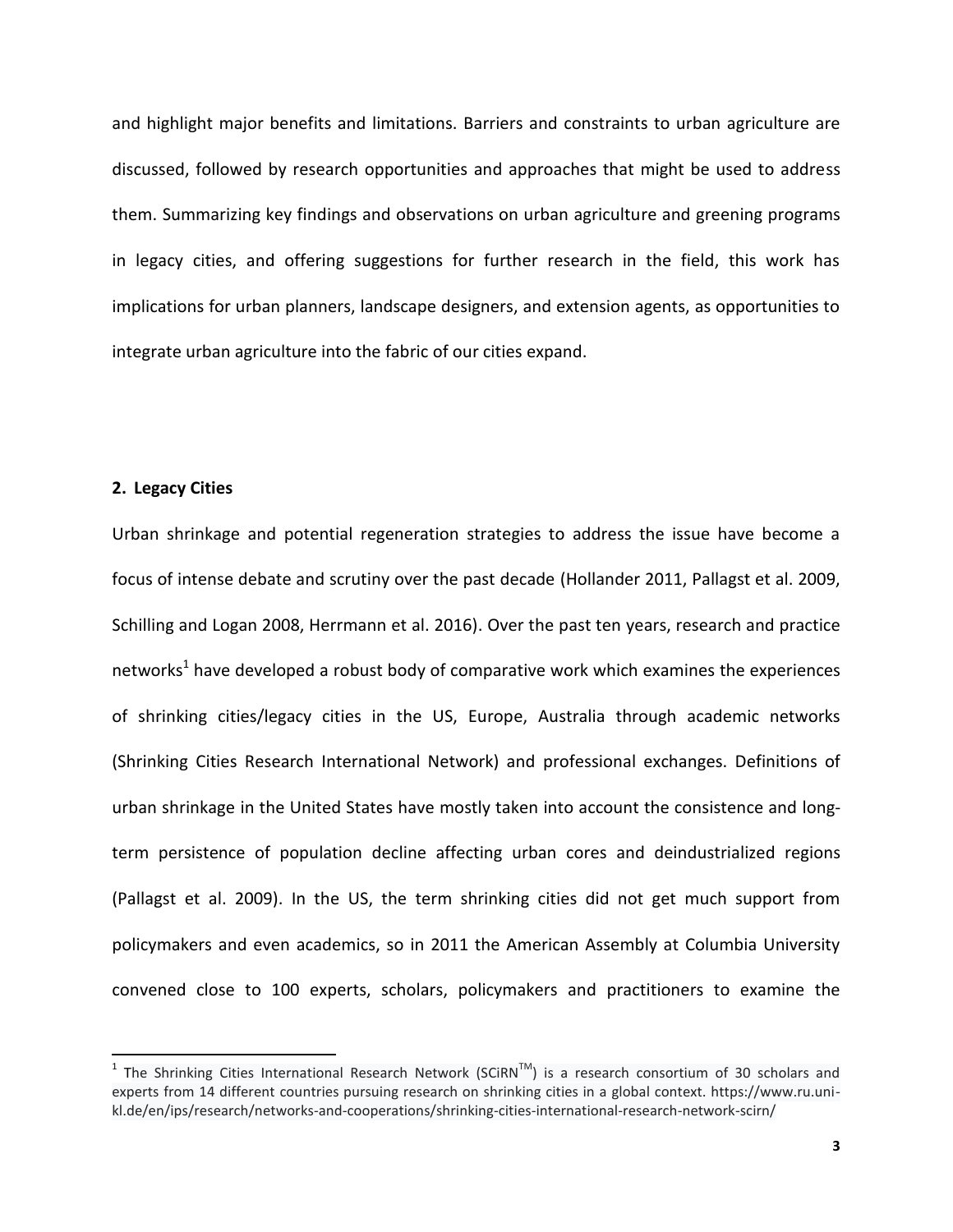and highlight major benefits and limitations. Barriers and constraints to urban agriculture are discussed, followed by research opportunities and approaches that might be used to address them. Summarizing key findings and observations on urban agriculture and greening programs in legacy cities, and offering suggestions for further research in the field, this work has implications for urban planners, landscape designers, and extension agents, as opportunities to integrate urban agriculture into the fabric of our cities expand.

## 2. Legacy Cities

Urban shrinkage and potential regeneration strategies to address the issue have become a focus of intense debate and scrutiny over the past decade (Hollander 2011, Pallagst et al. 2009, Schilling and Logan 2008, Herrmann et al. 2016). Over the past ten years, research and practice networks[1] have developed a robust body of comparative work which examines the experiences of shrinking cities/legacy cities in the US, Europe, Australia through academic networks (Shrinking Cities Research International Network) and professional exchanges. Definitions of urban shrinkage in the United States have mostly taken into account the consistence and long-term persistence of population decline affecting urban cores and deindustrialized regions (Pallagst et al. 2009). In the US, the term shrinking cities did not get much support from policymakers and even academics, so in 2011 the American Assembly at Columbia University convened close to 100 experts, scholars, policymakers and practitioners to examine the

[1] The Shrinking Cities International Research Network (SCiRN™) is a research consortium of 30 scholars and experts from 14 different countries pursuing research on shrinking cities in a global context. https://www.ru.uni-kl.de/en/ips/research/networks-and-cooperations/shrinking-cities-international-research-network-scirn/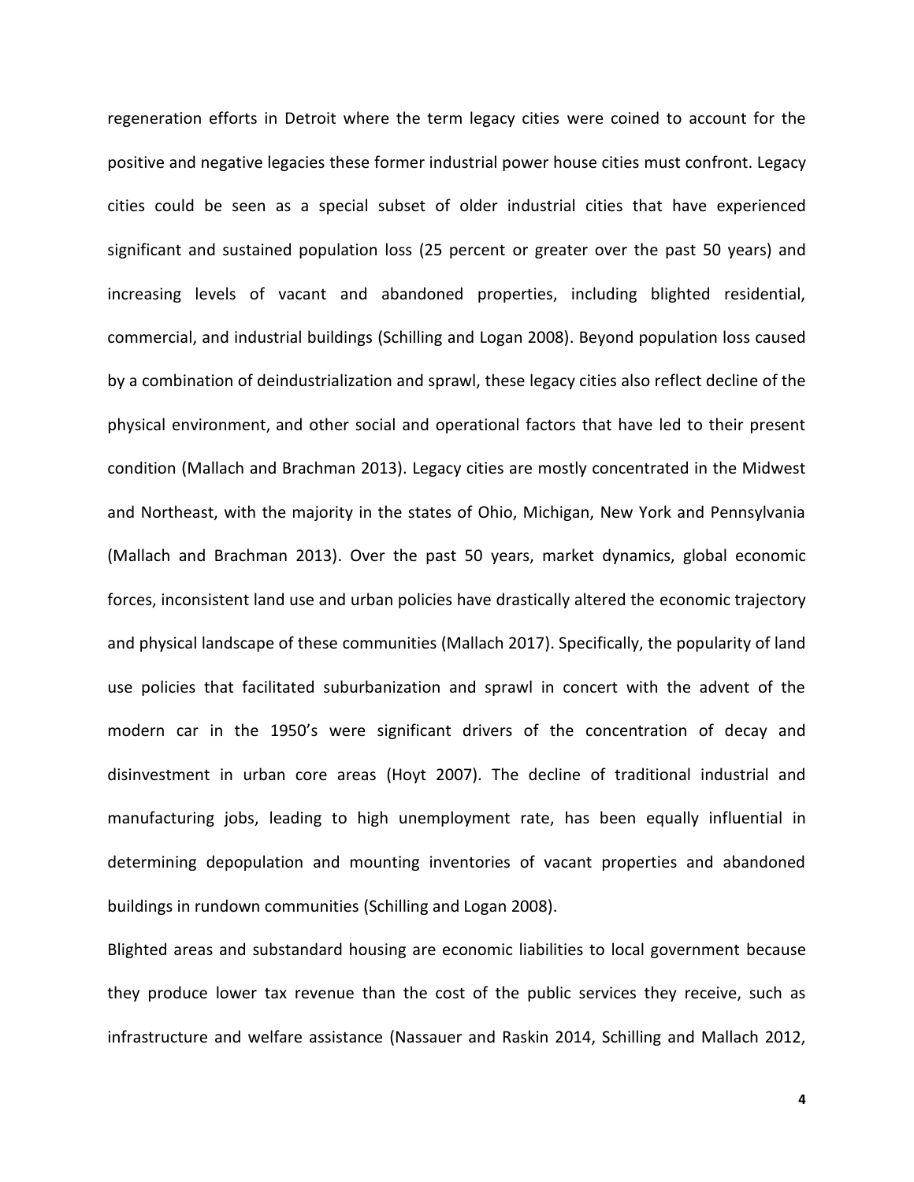regeneration efforts in Detroit where the term legacy cities were coined to account for the positive and negative legacies these former industrial power house cities must confront. Legacy cities could be seen as a special subset of older industrial cities that have experienced significant and sustained population loss (25 percent or greater over the past 50 years) and increasing levels of vacant and abandoned properties, including blighted residential, commercial, and industrial buildings (Schilling and Logan 2008). Beyond population loss caused by a combination of deindustrialization and sprawl, these legacy cities also reflect decline of the physical environment, and other social and operational factors that have led to their present condition (Mallach and Brachman 2013). Legacy cities are mostly concentrated in the Midwest and Northeast, with the majority in the states of Ohio, Michigan, New York and Pennsylvania (Mallach and Brachman 2013). Over the past 50 years, market dynamics, global economic forces, inconsistent land use and urban policies have drastically altered the economic trajectory and physical landscape of these communities (Mallach 2017). Specifically, the popularity of land use policies that facilitated suburbanization and sprawl in concert with the advent of the modern car in the 1950's were significant drivers of the concentration of decay and disinvestment in urban core areas (Hoyt 2007). The decline of traditional industrial and manufacturing jobs, leading to high unemployment rate, has been equally influential in determining depopulation and mounting inventories of vacant properties and abandoned buildings in rundown communities (Schilling and Logan 2008).

Blighted areas and substandard housing are economic liabilities to local government because they produce lower tax revenue than the cost of the public services they receive, such as infrastructure and welfare assistance (Nassauer and Raskin 2014, Schilling and Mallach 2012,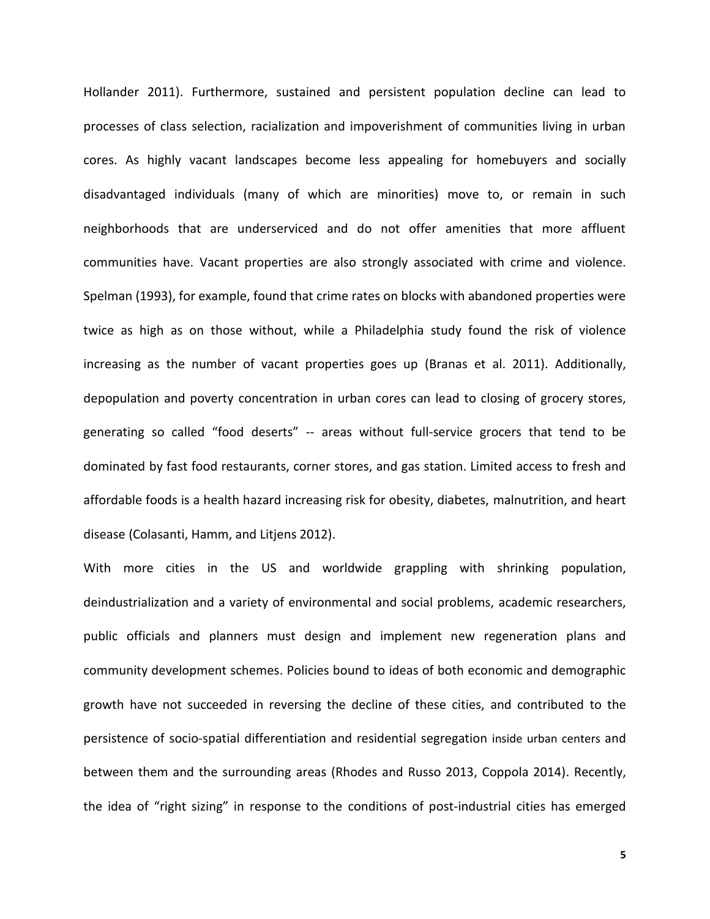Hollander 2011). Furthermore, sustained and persistent population decline can lead to processes of class selection, racialization and impoverishment of communities living in urban cores. As highly vacant landscapes become less appealing for homebuyers and socially disadvantaged individuals (many of which are minorities) move to, or remain in such neighborhoods that are underserviced and do not offer amenities that more affluent communities have. Vacant properties are also strongly associated with crime and violence. Spelman (1993), for example, found that crime rates on blocks with abandoned properties were twice as high as on those without, while a Philadelphia study found the risk of violence increasing as the number of vacant properties goes up (Branas et al. 2011). Additionally, depopulation and poverty concentration in urban cores can lead to closing of grocery stores, generating so called "food deserts" -- areas without full-service grocers that tend to be dominated by fast food restaurants, corner stores, and gas station. Limited access to fresh and affordable foods is a health hazard increasing risk for obesity, diabetes, malnutrition, and heart disease (Colasanti, Hamm, and Litjens 2012).

With more cities in the US and worldwide grappling with shrinking population, deindustrialization and a variety of environmental and social problems, academic researchers, public officials and planners must design and implement new regeneration plans and community development schemes. Policies bound to ideas of both economic and demographic growth have not succeeded in reversing the decline of these cities, and contributed to the persistence of socio-spatial differentiation and residential segregation inside urban centers and between them and the surrounding areas (Rhodes and Russo 2013, Coppola 2014). Recently, the idea of "right sizing" in response to the conditions of post-industrial cities has emerged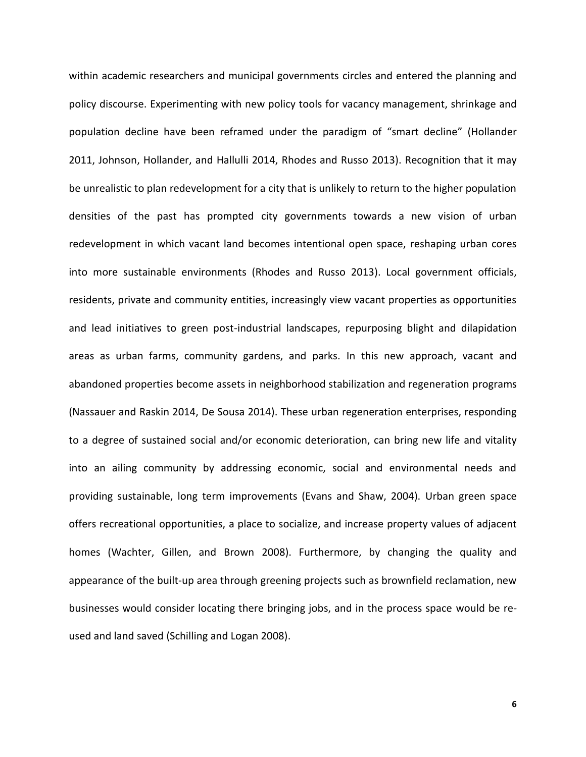within academic researchers and municipal governments circles and entered the planning and policy discourse. Experimenting with new policy tools for vacancy management, shrinkage and population decline have been reframed under the paradigm of "smart decline" (Hollander 2011, Johnson, Hollander, and Hallulli 2014, Rhodes and Russo 2013). Recognition that it may be unrealistic to plan redevelopment for a city that is unlikely to return to the higher population densities of the past has prompted city governments towards a new vision of urban redevelopment in which vacant land becomes intentional open space, reshaping urban cores into more sustainable environments (Rhodes and Russo 2013). Local government officials, residents, private and community entities, increasingly view vacant properties as opportunities and lead initiatives to green post-industrial landscapes, repurposing blight and dilapidation areas as urban farms, community gardens, and parks. In this new approach, vacant and abandoned properties become assets in neighborhood stabilization and regeneration programs (Nassauer and Raskin 2014, De Sousa 2014). These urban regeneration enterprises, responding to a degree of sustained social and/or economic deterioration, can bring new life and vitality into an ailing community by addressing economic, social and environmental needs and providing sustainable, long term improvements (Evans and Shaw, 2004). Urban green space offers recreational opportunities, a place to socialize, and increase property values of adjacent homes (Wachter, Gillen, and Brown 2008). Furthermore, by changing the quality and appearance of the built-up area through greening projects such as brownfield reclamation, new businesses would consider locating there bringing jobs, and in the process space would be re-used and land saved (Schilling and Logan 2008).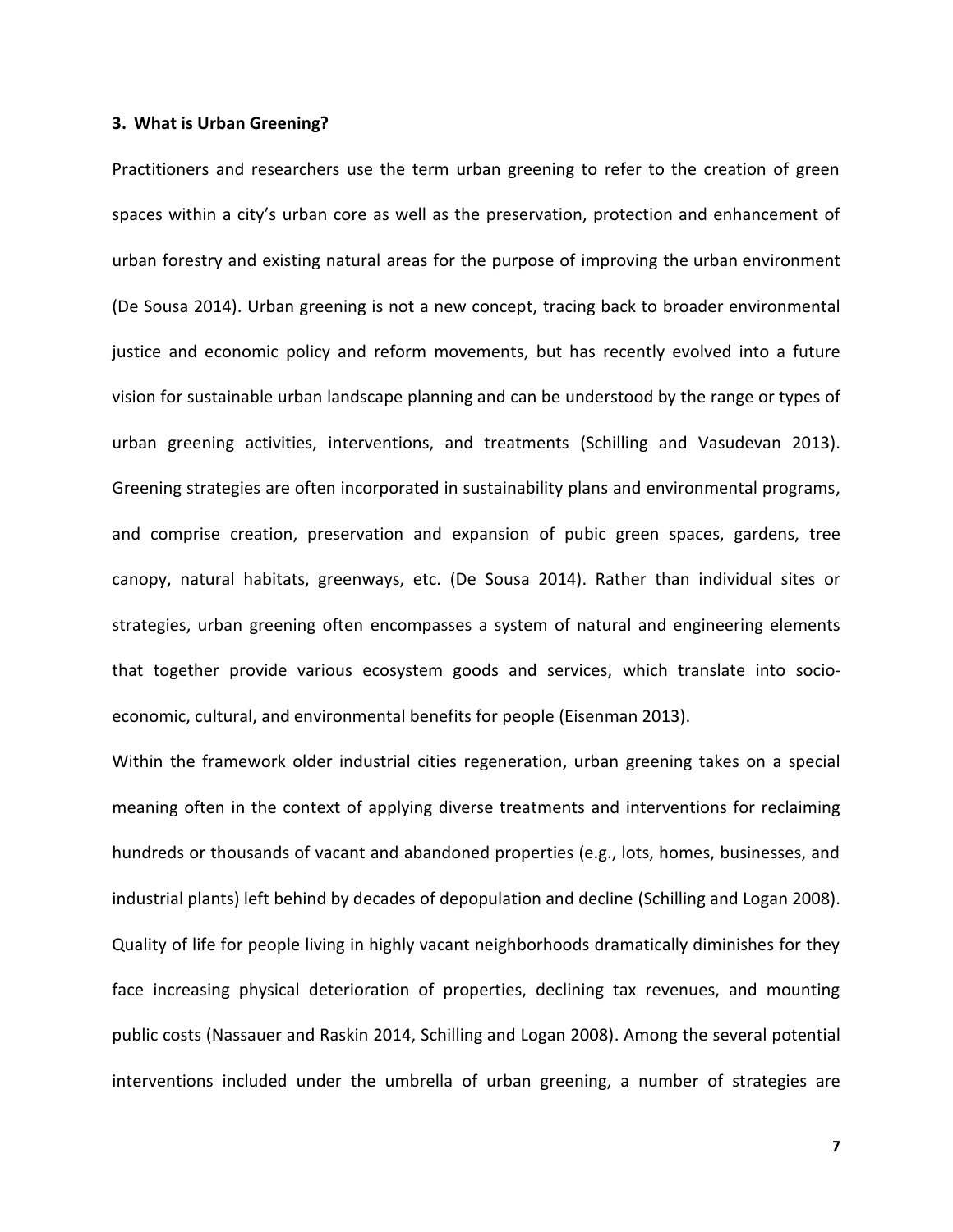### 3. What is Urban Greening?

Practitioners and researchers use the term urban greening to refer to the creation of green spaces within a city's urban core as well as the preservation, protection and enhancement of urban forestry and existing natural areas for the purpose of improving the urban environment (De Sousa 2014). Urban greening is not a new concept, tracing back to broader environmental justice and economic policy and reform movements, but has recently evolved into a future vision for sustainable urban landscape planning and can be understood by the range or types of urban greening activities, interventions, and treatments (Schilling and Vasudevan 2013). Greening strategies are often incorporated in sustainability plans and environmental programs, and comprise creation, preservation and expansion of pubic green spaces, gardens, tree canopy, natural habitats, greenways, etc. (De Sousa 2014). Rather than individual sites or strategies, urban greening often encompasses a system of natural and engineering elements that together provide various ecosystem goods and services, which translate into socio-economic, cultural, and environmental benefits for people (Eisenman 2013).

Within the framework older industrial cities regeneration, urban greening takes on a special meaning often in the context of applying diverse treatments and interventions for reclaiming hundreds or thousands of vacant and abandoned properties (e.g., lots, homes, businesses, and industrial plants) left behind by decades of depopulation and decline (Schilling and Logan 2008). Quality of life for people living in highly vacant neighborhoods dramatically diminishes for they face increasing physical deterioration of properties, declining tax revenues, and mounting public costs (Nassauer and Raskin 2014, Schilling and Logan 2008). Among the several potential interventions included under the umbrella of urban greening, a number of strategies are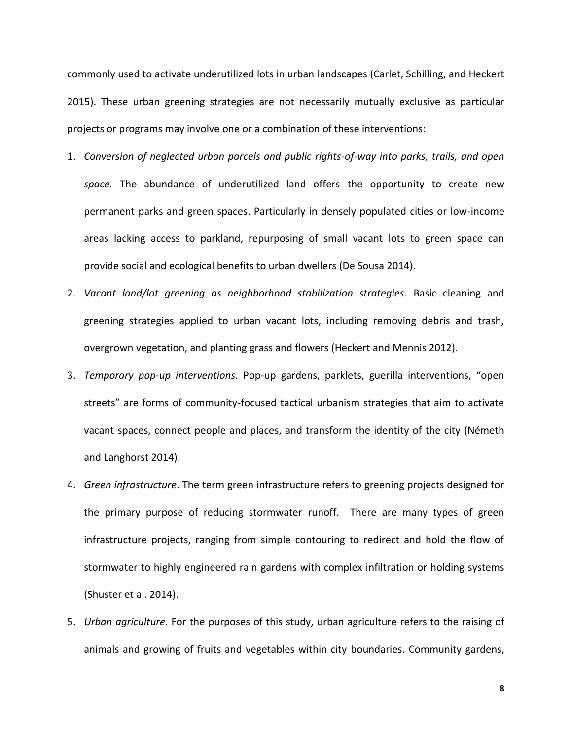commonly used to activate underutilized lots in urban landscapes (Carlet, Schilling, and Heckert 2015). These urban greening strategies are not necessarily mutually exclusive as particular projects or programs may involve one or a combination of these interventions:

1. *Conversion of neglected urban parcels and public rights-of-way into parks, trails, and open space.* The abundance of underutilized land offers the opportunity to create new permanent parks and green spaces. Particularly in densely populated cities or low-income areas lacking access to parkland, repurposing of small vacant lots to green space can provide social and ecological benefits to urban dwellers (De Sousa 2014).
2. *Vacant land/lot greening as neighborhood stabilization strategies*. Basic cleaning and greening strategies applied to urban vacant lots, including removing debris and trash, overgrown vegetation, and planting grass and flowers (Heckert and Mennis 2012).
3. *Temporary pop-up interventions*. Pop-up gardens, parklets, guerilla interventions, "open streets" are forms of community-focused tactical urbanism strategies that aim to activate vacant spaces, connect people and places, and transform the identity of the city (Németh and Langhorst 2014).
4. *Green infrastructure*. The term green infrastructure refers to greening projects designed for the primary purpose of reducing stormwater runoff. There are many types of green infrastructure projects, ranging from simple contouring to redirect and hold the flow of stormwater to highly engineered rain gardens with complex infiltration or holding systems (Shuster et al. 2014).
5. *Urban agriculture*. For the purposes of this study, urban agriculture refers to the raising of animals and growing of fruits and vegetables within city boundaries. Community gardens,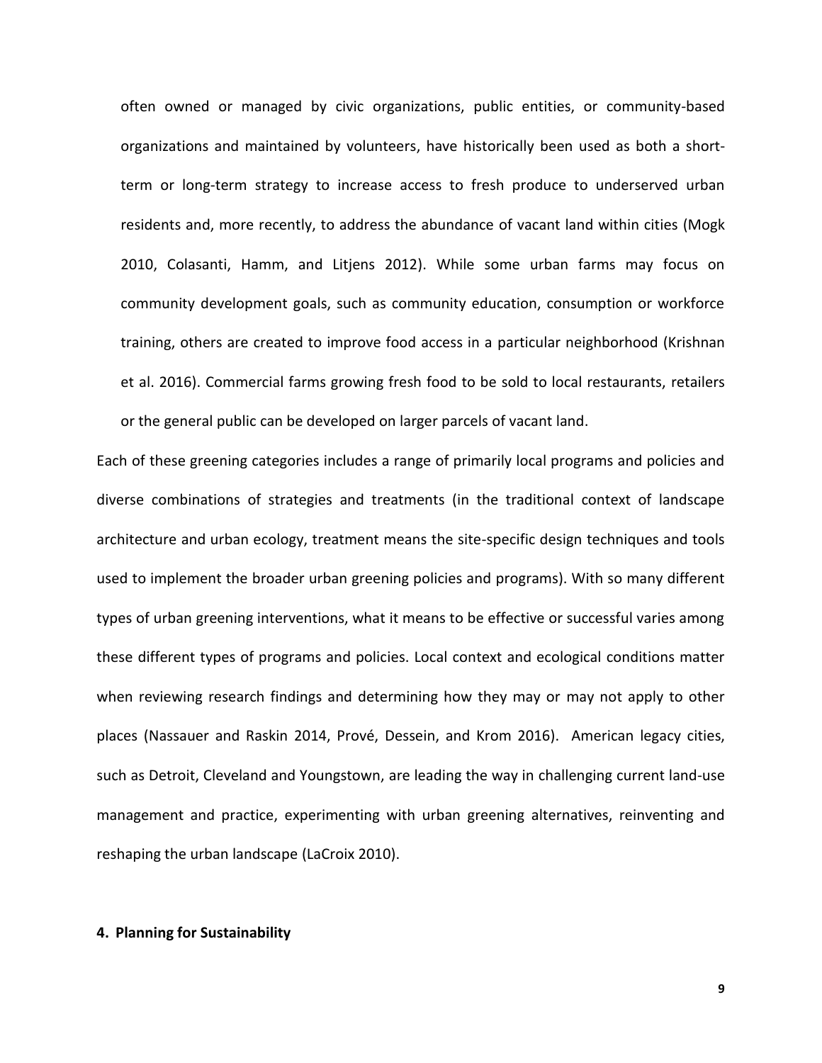often owned or managed by civic organizations, public entities, or community-based organizations and maintained by volunteers, have historically been used as both a short-term or long-term strategy to increase access to fresh produce to underserved urban residents and, more recently, to address the abundance of vacant land within cities (Mogk 2010, Colasanti, Hamm, and Litjens 2012). While some urban farms may focus on community development goals, such as community education, consumption or workforce training, others are created to improve food access in a particular neighborhood (Krishnan et al. 2016). Commercial farms growing fresh food to be sold to local restaurants, retailers or the general public can be developed on larger parcels of vacant land.

Each of these greening categories includes a range of primarily local programs and policies and diverse combinations of strategies and treatments (in the traditional context of landscape architecture and urban ecology, treatment means the site-specific design techniques and tools used to implement the broader urban greening policies and programs). With so many different types of urban greening interventions, what it means to be effective or successful varies among these different types of programs and policies. Local context and ecological conditions matter when reviewing research findings and determining how they may or may not apply to other places (Nassauer and Raskin 2014, Prové, Dessein, and Krom 2016). American legacy cities, such as Detroit, Cleveland and Youngstown, are leading the way in challenging current land-use management and practice, experimenting with urban greening alternatives, reinventing and reshaping the urban landscape (LaCroix 2010).

## 4. Planning for Sustainability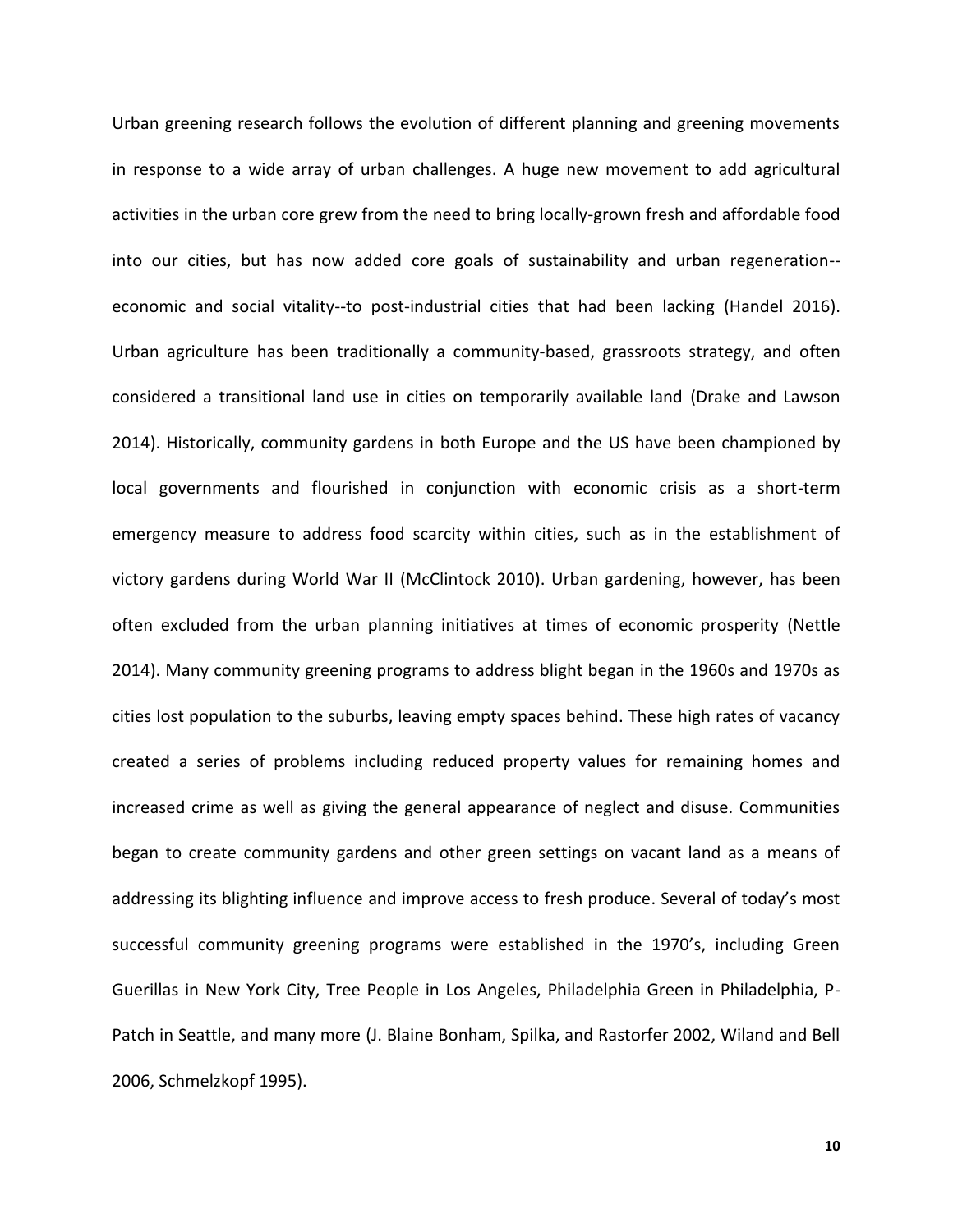Urban greening research follows the evolution of different planning and greening movements in response to a wide array of urban challenges. A huge new movement to add agricultural activities in the urban core grew from the need to bring locally-grown fresh and affordable food into our cities, but has now added core goals of sustainability and urban regeneration--economic and social vitality--to post-industrial cities that had been lacking (Handel 2016). Urban agriculture has been traditionally a community-based, grassroots strategy, and often considered a transitional land use in cities on temporarily available land (Drake and Lawson 2014). Historically, community gardens in both Europe and the US have been championed by local governments and flourished in conjunction with economic crisis as a short-term emergency measure to address food scarcity within cities, such as in the establishment of victory gardens during World War II (McClintock 2010). Urban gardening, however, has been often excluded from the urban planning initiatives at times of economic prosperity (Nettle 2014). Many community greening programs to address blight began in the 1960s and 1970s as cities lost population to the suburbs, leaving empty spaces behind. These high rates of vacancy created a series of problems including reduced property values for remaining homes and increased crime as well as giving the general appearance of neglect and disuse. Communities began to create community gardens and other green settings on vacant land as a means of addressing its blighting influence and improve access to fresh produce. Several of today's most successful community greening programs were established in the 1970's, including Green Guerillas in New York City, Tree People in Los Angeles, Philadelphia Green in Philadelphia, P-Patch in Seattle, and many more (J. Blaine Bonham, Spilka, and Rastorfer 2002, Wiland and Bell 2006, Schmelzkopf 1995).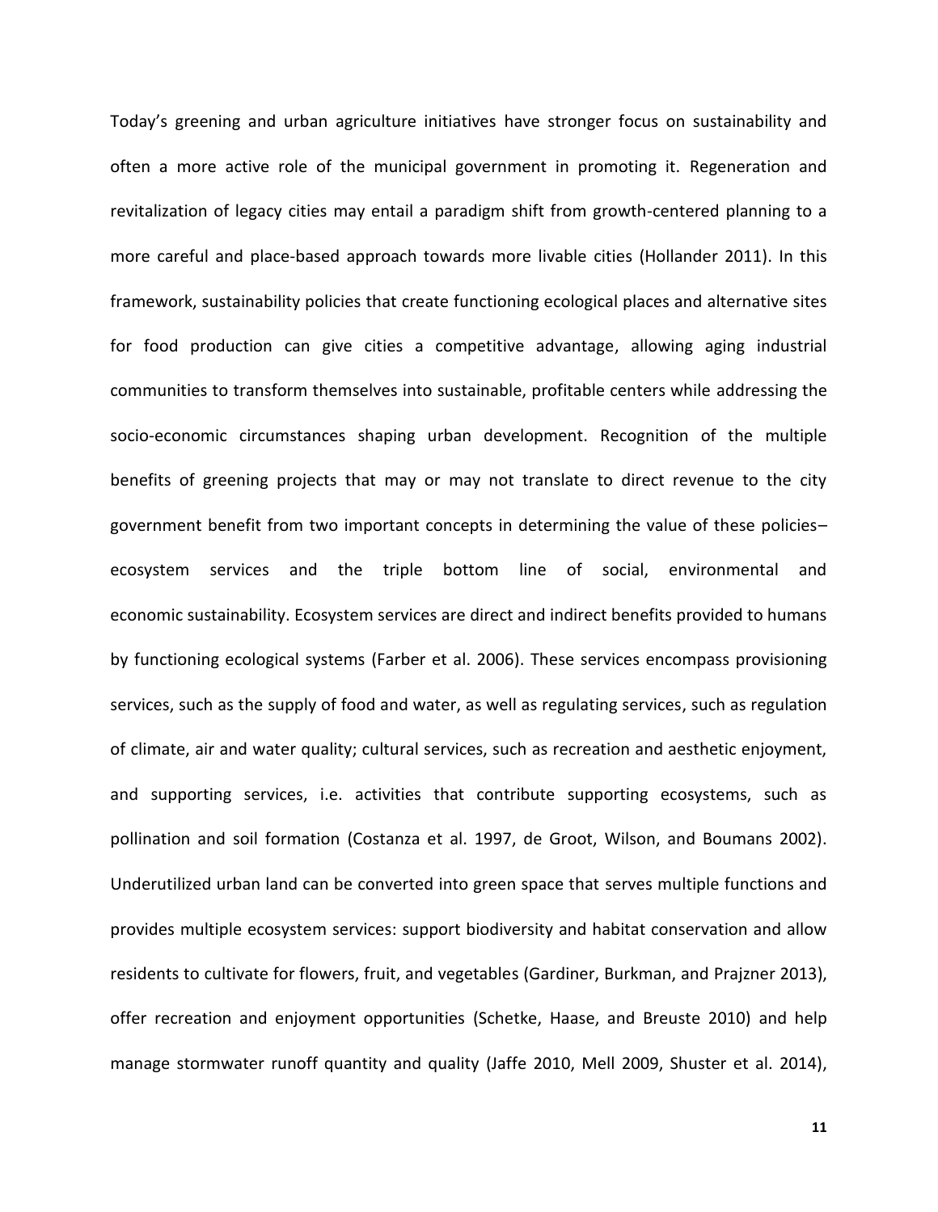Today's greening and urban agriculture initiatives have stronger focus on sustainability and often a more active role of the municipal government in promoting it. Regeneration and revitalization of legacy cities may entail a paradigm shift from growth-centered planning to a more careful and place-based approach towards more livable cities (Hollander 2011). In this framework, sustainability policies that create functioning ecological places and alternative sites for food production can give cities a competitive advantage, allowing aging industrial communities to transform themselves into sustainable, profitable centers while addressing the socio-economic circumstances shaping urban development. Recognition of the multiple benefits of greening projects that may or may not translate to direct revenue to the city government benefit from two important concepts in determining the value of these policies– ecosystem services and the triple bottom line of social, environmental and economic sustainability. Ecosystem services are direct and indirect benefits provided to humans by functioning ecological systems (Farber et al. 2006). These services encompass provisioning services, such as the supply of food and water, as well as regulating services, such as regulation of climate, air and water quality; cultural services, such as recreation and aesthetic enjoyment, and supporting services, i.e. activities that contribute supporting ecosystems, such as pollination and soil formation (Costanza et al. 1997, de Groot, Wilson, and Boumans 2002). Underutilized urban land can be converted into green space that serves multiple functions and provides multiple ecosystem services: support biodiversity and habitat conservation and allow residents to cultivate for flowers, fruit, and vegetables (Gardiner, Burkman, and Prajzner 2013), offer recreation and enjoyment opportunities (Schetke, Haase, and Breuste 2010) and help manage stormwater runoff quantity and quality (Jaffe 2010, Mell 2009, Shuster et al. 2014),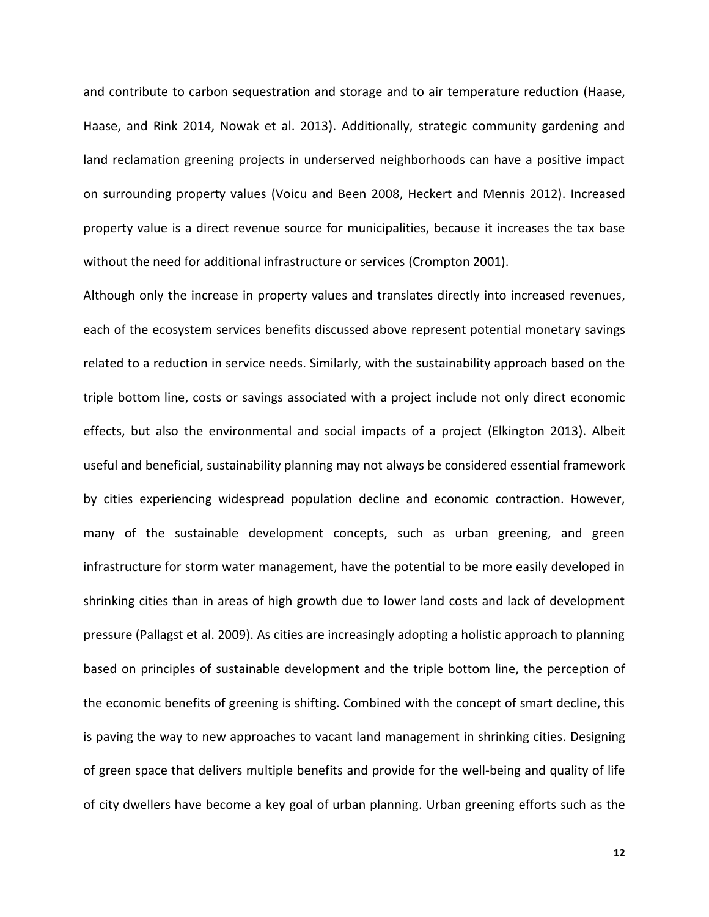and contribute to carbon sequestration and storage and to air temperature reduction (Haase, Haase, and Rink 2014, Nowak et al. 2013). Additionally, strategic community gardening and land reclamation greening projects in underserved neighborhoods can have a positive impact on surrounding property values (Voicu and Been 2008, Heckert and Mennis 2012). Increased property value is a direct revenue source for municipalities, because it increases the tax base without the need for additional infrastructure or services (Crompton 2001).

Although only the increase in property values and translates directly into increased revenues, each of the ecosystem services benefits discussed above represent potential monetary savings related to a reduction in service needs. Similarly, with the sustainability approach based on the triple bottom line, costs or savings associated with a project include not only direct economic effects, but also the environmental and social impacts of a project (Elkington 2013). Albeit useful and beneficial, sustainability planning may not always be considered essential framework by cities experiencing widespread population decline and economic contraction. However, many of the sustainable development concepts, such as urban greening, and green infrastructure for storm water management, have the potential to be more easily developed in shrinking cities than in areas of high growth due to lower land costs and lack of development pressure (Pallagst et al. 2009). As cities are increasingly adopting a holistic approach to planning based on principles of sustainable development and the triple bottom line, the perception of the economic benefits of greening is shifting. Combined with the concept of smart decline, this is paving the way to new approaches to vacant land management in shrinking cities. Designing of green space that delivers multiple benefits and provide for the well-being and quality of life of city dwellers have become a key goal of urban planning. Urban greening efforts such as the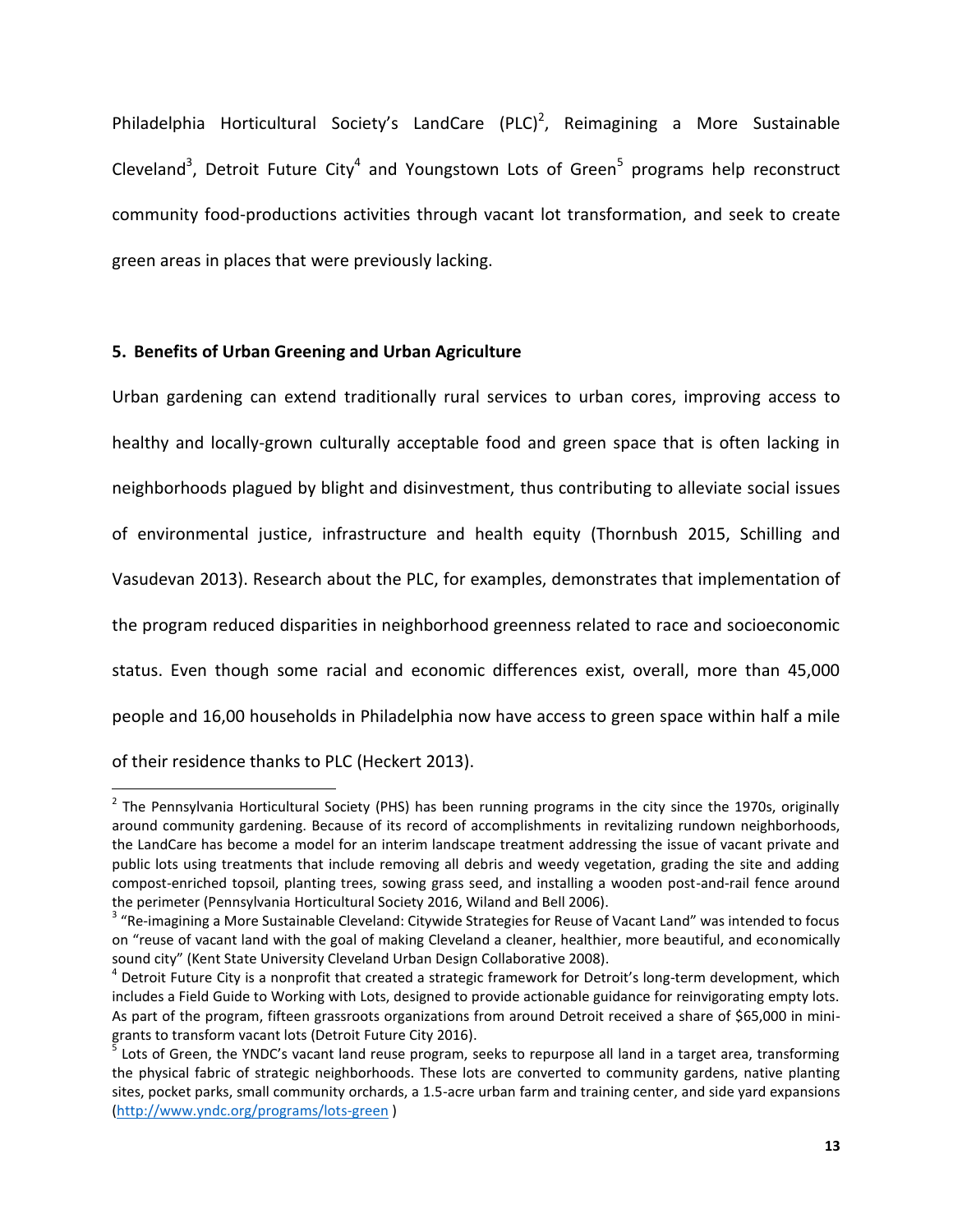Philadelphia Horticultural Society's LandCare (PLC)[2], Reimagining a More Sustainable Cleveland[3], Detroit Future City[4] and Youngstown Lots of Green[5] programs help reconstruct community food-productions activities through vacant lot transformation, and seek to create green areas in places that were previously lacking.

## 5. Benefits of Urban Greening and Urban Agriculture

Urban gardening can extend traditionally rural services to urban cores, improving access to healthy and locally-grown culturally acceptable food and green space that is often lacking in neighborhoods plagued by blight and disinvestment, thus contributing to alleviate social issues of environmental justice, infrastructure and health equity (Thornbush 2015, Schilling and Vasudevan 2013). Research about the PLC, for examples, demonstrates that implementation of the program reduced disparities in neighborhood greenness related to race and socioeconomic status. Even though some racial and economic differences exist, overall, more than 45,000 people and 16,00 households in Philadelphia now have access to green space within half a mile of their residence thanks to PLC (Heckert 2013).

[2] The Pennsylvania Horticultural Society (PHS) has been running programs in the city since the 1970s, originally around community gardening. Because of its record of accomplishments in revitalizing rundown neighborhoods, the LandCare has become a model for an interim landscape treatment addressing the issue of vacant private and public lots using treatments that include removing all debris and weedy vegetation, grading the site and adding compost-enriched topsoil, planting trees, sowing grass seed, and installing a wooden post-and-rail fence around the perimeter (Pennsylvania Horticultural Society 2016, Wiland and Bell 2006).

[3] "Re-imagining a More Sustainable Cleveland: Citywide Strategies for Reuse of Vacant Land" was intended to focus on "reuse of vacant land with the goal of making Cleveland a cleaner, healthier, more beautiful, and economically sound city" (Kent State University Cleveland Urban Design Collaborative 2008).

[4] Detroit Future City is a nonprofit that created a strategic framework for Detroit's long-term development, which includes a Field Guide to Working with Lots, designed to provide actionable guidance for reinvigorating empty lots. As part of the program, fifteen grassroots organizations from around Detroit received a share of $65,000 in mini-grants to transform vacant lots (Detroit Future City 2016).

[5] Lots of Green, the YNDC's vacant land reuse program, seeks to repurpose all land in a target area, transforming the physical fabric of strategic neighborhoods. These lots are converted to community gardens, native planting sites, pocket parks, small community orchards, a 1.5-acre urban farm and training center, and side yard expansions (http://www.yndc.org/programs/lots-green )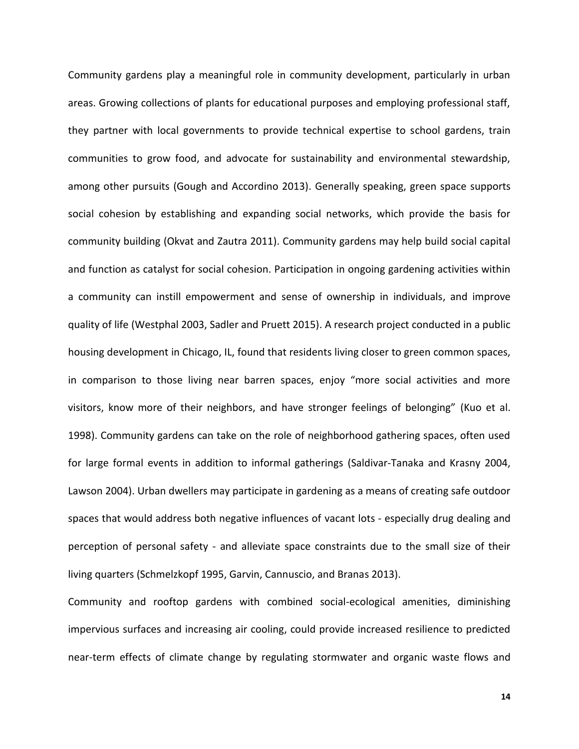Community gardens play a meaningful role in community development, particularly in urban areas. Growing collections of plants for educational purposes and employing professional staff, they partner with local governments to provide technical expertise to school gardens, train communities to grow food, and advocate for sustainability and environmental stewardship, among other pursuits (Gough and Accordino 2013). Generally speaking, green space supports social cohesion by establishing and expanding social networks, which provide the basis for community building (Okvat and Zautra 2011). Community gardens may help build social capital and function as catalyst for social cohesion. Participation in ongoing gardening activities within a community can instill empowerment and sense of ownership in individuals, and improve quality of life (Westphal 2003, Sadler and Pruett 2015). A research project conducted in a public housing development in Chicago, IL, found that residents living closer to green common spaces, in comparison to those living near barren spaces, enjoy "more social activities and more visitors, know more of their neighbors, and have stronger feelings of belonging" (Kuo et al. 1998). Community gardens can take on the role of neighborhood gathering spaces, often used for large formal events in addition to informal gatherings (Saldivar-Tanaka and Krasny 2004, Lawson 2004). Urban dwellers may participate in gardening as a means of creating safe outdoor spaces that would address both negative influences of vacant lots - especially drug dealing and perception of personal safety - and alleviate space constraints due to the small size of their living quarters (Schmelzkopf 1995, Garvin, Cannuscio, and Branas 2013).

Community and rooftop gardens with combined social-ecological amenities, diminishing impervious surfaces and increasing air cooling, could provide increased resilience to predicted near-term effects of climate change by regulating stormwater and organic waste flows and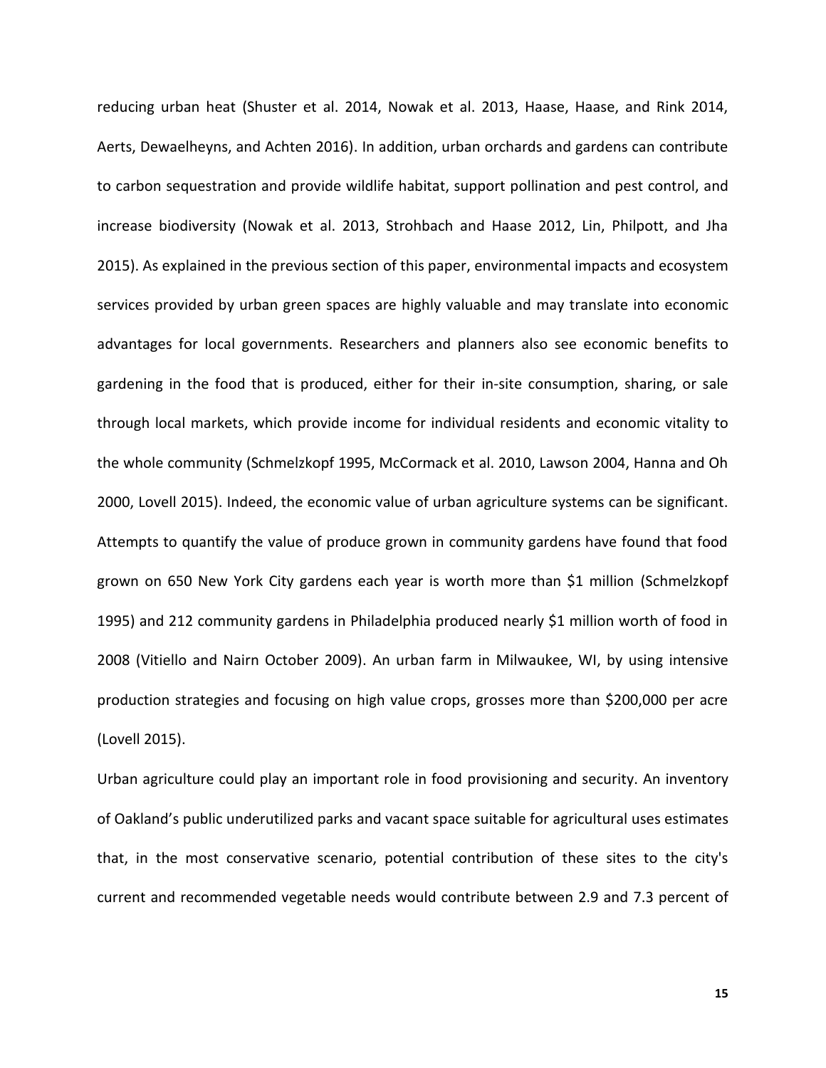reducing urban heat (Shuster et al. 2014, Nowak et al. 2013, Haase, Haase, and Rink 2014, Aerts, Dewaelheyns, and Achten 2016). In addition, urban orchards and gardens can contribute to carbon sequestration and provide wildlife habitat, support pollination and pest control, and increase biodiversity (Nowak et al. 2013, Strohbach and Haase 2012, Lin, Philpott, and Jha 2015). As explained in the previous section of this paper, environmental impacts and ecosystem services provided by urban green spaces are highly valuable and may translate into economic advantages for local governments. Researchers and planners also see economic benefits to gardening in the food that is produced, either for their in-site consumption, sharing, or sale through local markets, which provide income for individual residents and economic vitality to the whole community (Schmelzkopf 1995, McCormack et al. 2010, Lawson 2004, Hanna and Oh 2000, Lovell 2015). Indeed, the economic value of urban agriculture systems can be significant. Attempts to quantify the value of produce grown in community gardens have found that food grown on 650 New York City gardens each year is worth more than $1 million (Schmelzkopf 1995) and 212 community gardens in Philadelphia produced nearly $1 million worth of food in 2008 (Vitiello and Nairn October 2009). An urban farm in Milwaukee, WI, by using intensive production strategies and focusing on high value crops, grosses more than $200,000 per acre (Lovell 2015).

Urban agriculture could play an important role in food provisioning and security. An inventory of Oakland's public underutilized parks and vacant space suitable for agricultural uses estimates that, in the most conservative scenario, potential contribution of these sites to the city's current and recommended vegetable needs would contribute between 2.9 and 7.3 percent of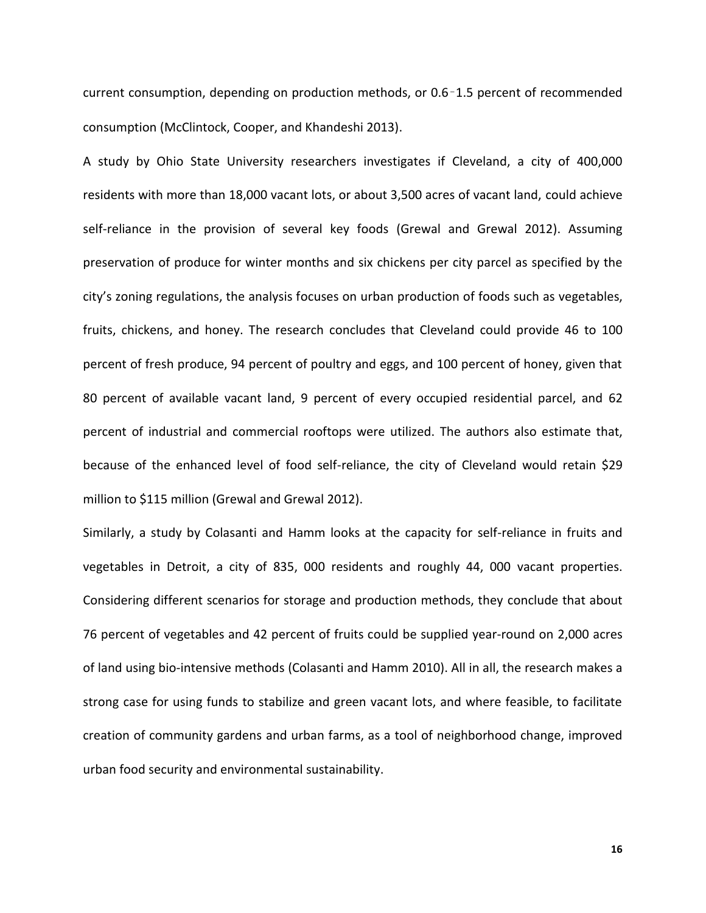current consumption, depending on production methods, or 0.6–1.5 percent of recommended consumption (McClintock, Cooper, and Khandeshi 2013).

A study by Ohio State University researchers investigates if Cleveland, a city of 400,000 residents with more than 18,000 vacant lots, or about 3,500 acres of vacant land, could achieve self-reliance in the provision of several key foods (Grewal and Grewal 2012). Assuming preservation of produce for winter months and six chickens per city parcel as specified by the city's zoning regulations, the analysis focuses on urban production of foods such as vegetables, fruits, chickens, and honey. The research concludes that Cleveland could provide 46 to 100 percent of fresh produce, 94 percent of poultry and eggs, and 100 percent of honey, given that 80 percent of available vacant land, 9 percent of every occupied residential parcel, and 62 percent of industrial and commercial rooftops were utilized. The authors also estimate that, because of the enhanced level of food self-reliance, the city of Cleveland would retain $29 million to $115 million (Grewal and Grewal 2012).

Similarly, a study by Colasanti and Hamm looks at the capacity for self-reliance in fruits and vegetables in Detroit, a city of 835, 000 residents and roughly 44, 000 vacant properties. Considering different scenarios for storage and production methods, they conclude that about 76 percent of vegetables and 42 percent of fruits could be supplied year-round on 2,000 acres of land using bio-intensive methods (Colasanti and Hamm 2010). All in all, the research makes a strong case for using funds to stabilize and green vacant lots, and where feasible, to facilitate creation of community gardens and urban farms, as a tool of neighborhood change, improved urban food security and environmental sustainability.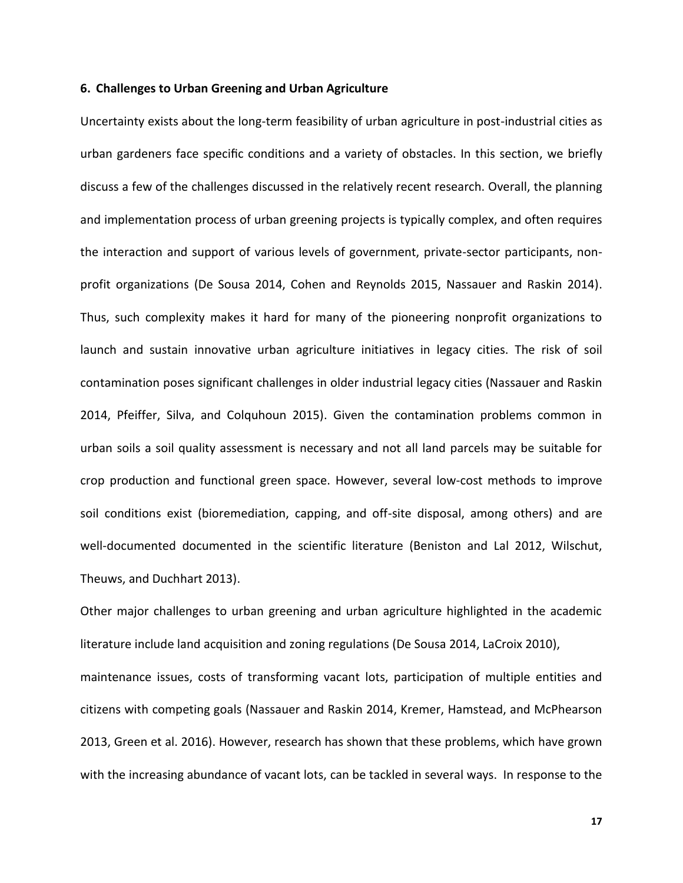### 6. Challenges to Urban Greening and Urban Agriculture

Uncertainty exists about the long-term feasibility of urban agriculture in post-industrial cities as urban gardeners face specific conditions and a variety of obstacles. In this section, we briefly discuss a few of the challenges discussed in the relatively recent research. Overall, the planning and implementation process of urban greening projects is typically complex, and often requires the interaction and support of various levels of government, private-sector participants, non-profit organizations (De Sousa 2014, Cohen and Reynolds 2015, Nassauer and Raskin 2014). Thus, such complexity makes it hard for many of the pioneering nonprofit organizations to launch and sustain innovative urban agriculture initiatives in legacy cities. The risk of soil contamination poses significant challenges in older industrial legacy cities (Nassauer and Raskin 2014, Pfeiffer, Silva, and Colquhoun 2015). Given the contamination problems common in urban soils a soil quality assessment is necessary and not all land parcels may be suitable for crop production and functional green space. However, several low-cost methods to improve soil conditions exist (bioremediation, capping, and off-site disposal, among others) and are well-documented documented in the scientific literature (Beniston and Lal 2012, Wilschut, Theuws, and Duchhart 2013).

Other major challenges to urban greening and urban agriculture highlighted in the academic literature include land acquisition and zoning regulations (De Sousa 2014, LaCroix 2010), maintenance issues, costs of transforming vacant lots, participation of multiple entities and citizens with competing goals (Nassauer and Raskin 2014, Kremer, Hamstead, and McPhearson 2013, Green et al. 2016). However, research has shown that these problems, which have grown with the increasing abundance of vacant lots, can be tackled in several ways. In response to the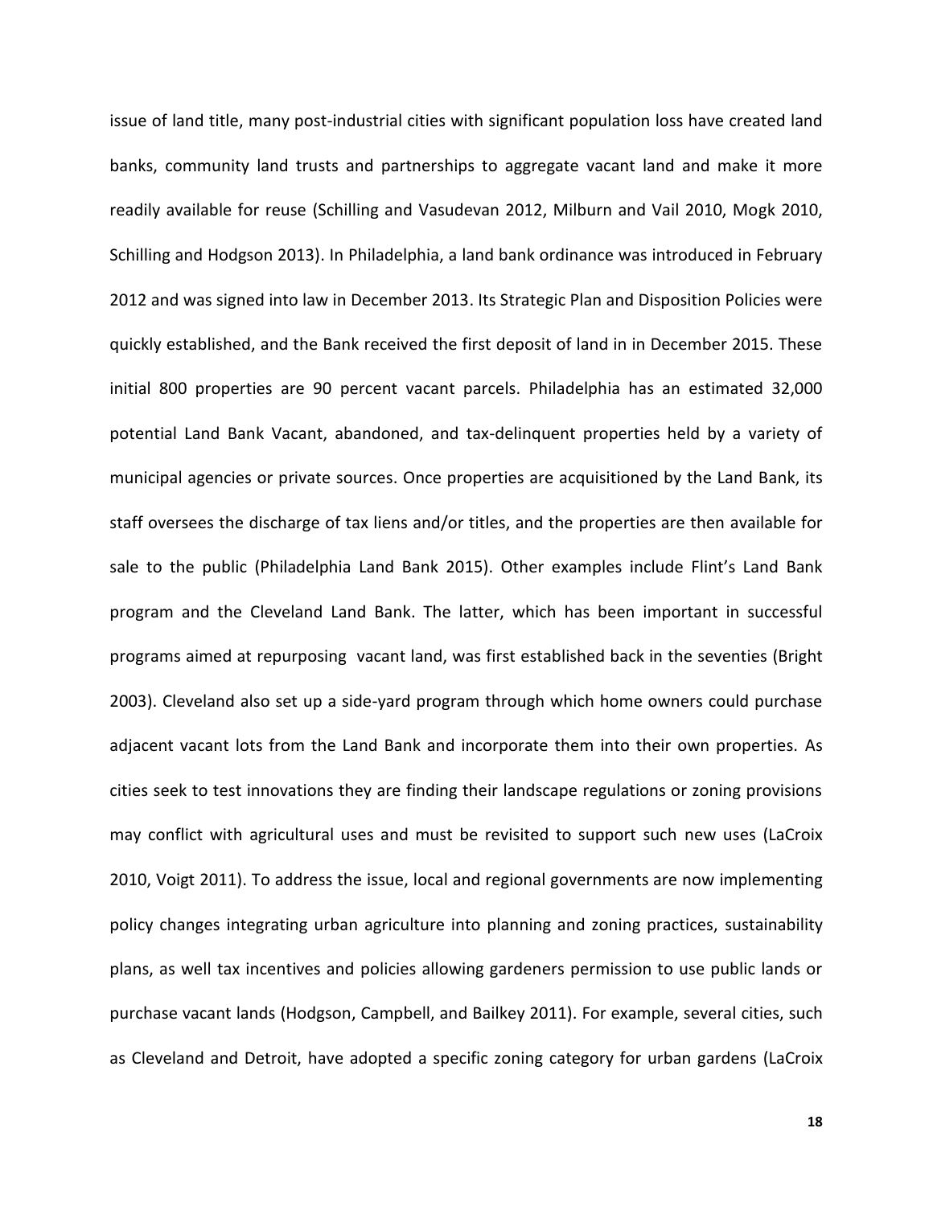issue of land title, many post-industrial cities with significant population loss have created land banks, community land trusts and partnerships to aggregate vacant land and make it more readily available for reuse (Schilling and Vasudevan 2012, Milburn and Vail 2010, Mogk 2010, Schilling and Hodgson 2013). In Philadelphia, a land bank ordinance was introduced in February 2012 and was signed into law in December 2013. Its Strategic Plan and Disposition Policies were quickly established, and the Bank received the first deposit of land in in December 2015. These initial 800 properties are 90 percent vacant parcels. Philadelphia has an estimated 32,000 potential Land Bank Vacant, abandoned, and tax-delinquent properties held by a variety of municipal agencies or private sources. Once properties are acquisitioned by the Land Bank, its staff oversees the discharge of tax liens and/or titles, and the properties are then available for sale to the public (Philadelphia Land Bank 2015). Other examples include Flint's Land Bank program and the Cleveland Land Bank. The latter, which has been important in successful programs aimed at repurposing vacant land, was first established back in the seventies (Bright 2003). Cleveland also set up a side-yard program through which home owners could purchase adjacent vacant lots from the Land Bank and incorporate them into their own properties. As cities seek to test innovations they are finding their landscape regulations or zoning provisions may conflict with agricultural uses and must be revisited to support such new uses (LaCroix 2010, Voigt 2011). To address the issue, local and regional governments are now implementing policy changes integrating urban agriculture into planning and zoning practices, sustainability plans, as well tax incentives and policies allowing gardeners permission to use public lands or purchase vacant lands (Hodgson, Campbell, and Bailkey 2011). For example, several cities, such as Cleveland and Detroit, have adopted a specific zoning category for urban gardens (LaCroix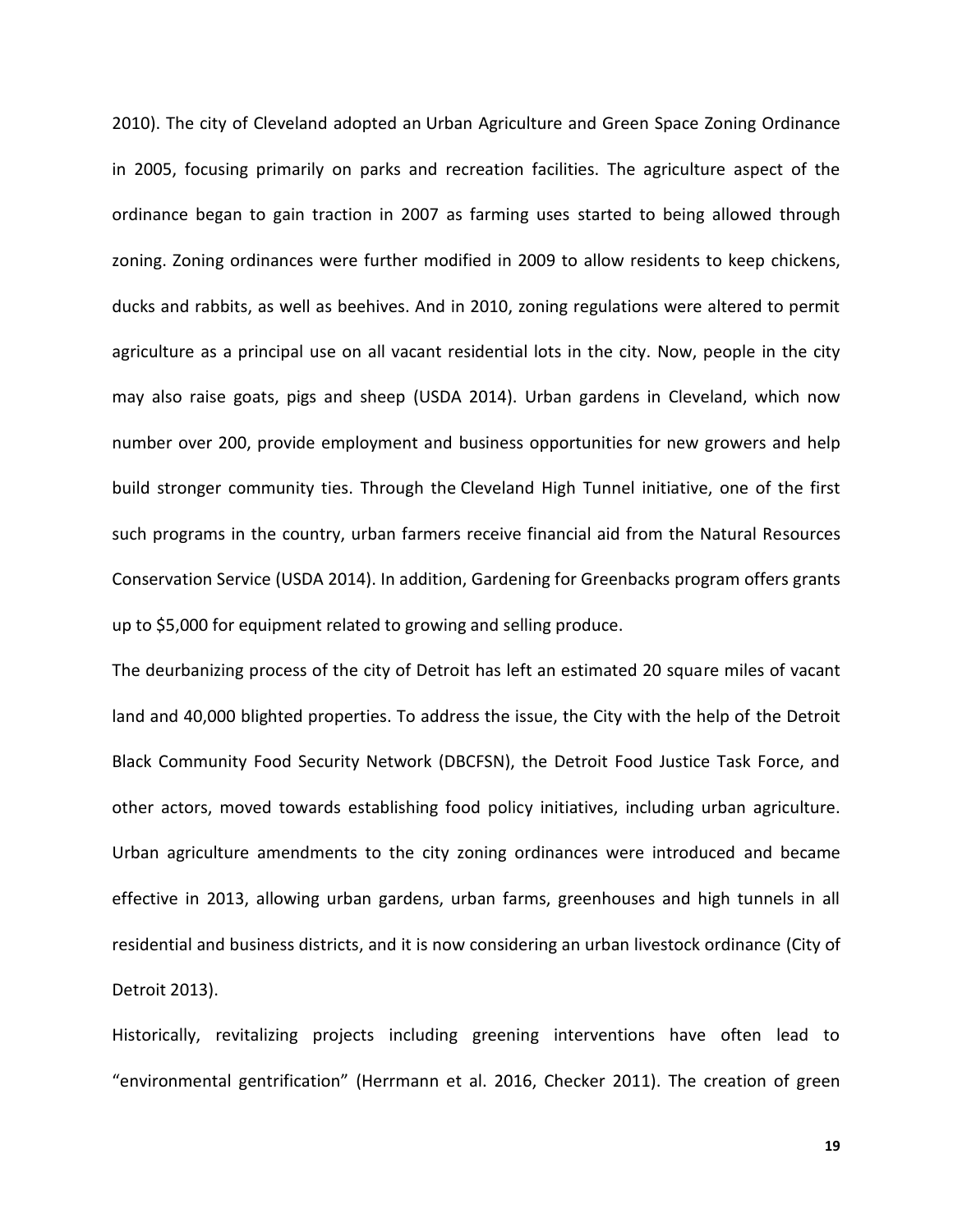2010). The city of Cleveland adopted an Urban Agriculture and Green Space Zoning Ordinance in 2005, focusing primarily on parks and recreation facilities. The agriculture aspect of the ordinance began to gain traction in 2007 as farming uses started to being allowed through zoning. Zoning ordinances were further modified in 2009 to allow residents to keep chickens, ducks and rabbits, as well as beehives. And in 2010, zoning regulations were altered to permit agriculture as a principal use on all vacant residential lots in the city. Now, people in the city may also raise goats, pigs and sheep (USDA 2014). Urban gardens in Cleveland, which now number over 200, provide employment and business opportunities for new growers and help build stronger community ties. Through the Cleveland High Tunnel initiative, one of the first such programs in the country, urban farmers receive financial aid from the Natural Resources Conservation Service (USDA 2014). In addition, Gardening for Greenbacks program offers grants up to $5,000 for equipment related to growing and selling produce.

The deurbanizing process of the city of Detroit has left an estimated 20 square miles of vacant land and 40,000 blighted properties. To address the issue, the City with the help of the Detroit Black Community Food Security Network (DBCFSN), the Detroit Food Justice Task Force, and other actors, moved towards establishing food policy initiatives, including urban agriculture. Urban agriculture amendments to the city zoning ordinances were introduced and became effective in 2013, allowing urban gardens, urban farms, greenhouses and high tunnels in all residential and business districts, and it is now considering an urban livestock ordinance (City of Detroit 2013).

Historically, revitalizing projects including greening interventions have often lead to "environmental gentrification" (Herrmann et al. 2016, Checker 2011). The creation of green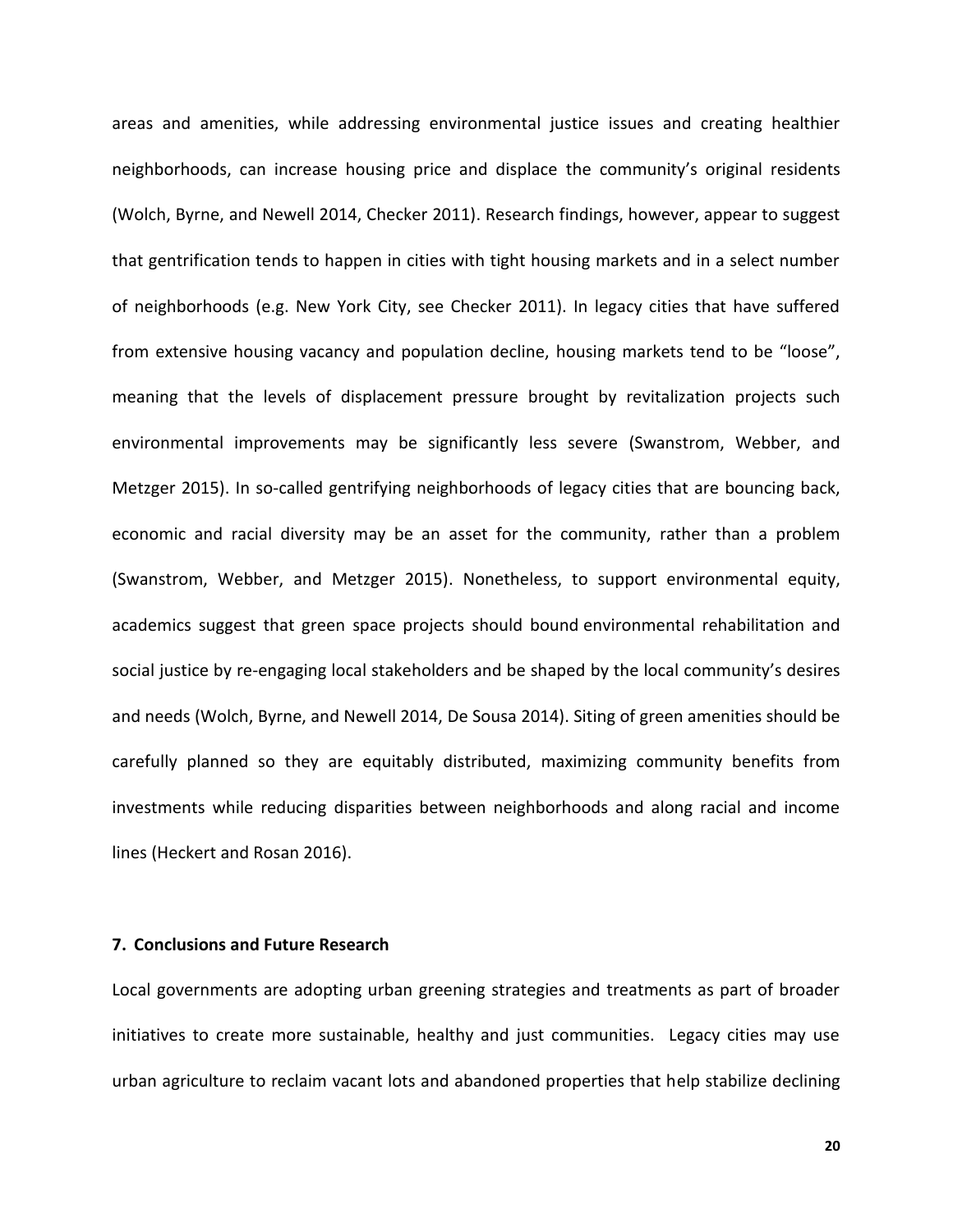areas and amenities, while addressing environmental justice issues and creating healthier neighborhoods, can increase housing price and displace the community's original residents (Wolch, Byrne, and Newell 2014, Checker 2011). Research findings, however, appear to suggest that gentrification tends to happen in cities with tight housing markets and in a select number of neighborhoods (e.g. New York City, see Checker 2011). In legacy cities that have suffered from extensive housing vacancy and population decline, housing markets tend to be "loose", meaning that the levels of displacement pressure brought by revitalization projects such environmental improvements may be significantly less severe (Swanstrom, Webber, and Metzger 2015). In so-called gentrifying neighborhoods of legacy cities that are bouncing back, economic and racial diversity may be an asset for the community, rather than a problem (Swanstrom, Webber, and Metzger 2015). Nonetheless, to support environmental equity, academics suggest that green space projects should bound environmental rehabilitation and social justice by re-engaging local stakeholders and be shaped by the local community's desires and needs (Wolch, Byrne, and Newell 2014, De Sousa 2014). Siting of green amenities should be carefully planned so they are equitably distributed, maximizing community benefits from investments while reducing disparities between neighborhoods and along racial and income lines (Heckert and Rosan 2016).

## 7. Conclusions and Future Research

Local governments are adopting urban greening strategies and treatments as part of broader initiatives to create more sustainable, healthy and just communities. Legacy cities may use urban agriculture to reclaim vacant lots and abandoned properties that help stabilize declining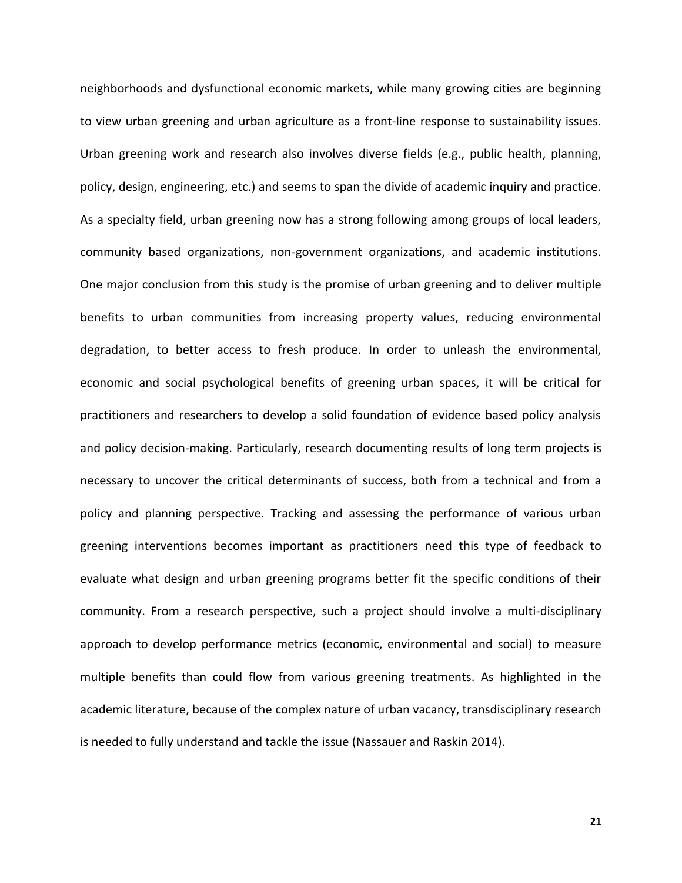neighborhoods and dysfunctional economic markets, while many growing cities are beginning to view urban greening and urban agriculture as a front-line response to sustainability issues. Urban greening work and research also involves diverse fields (e.g., public health, planning, policy, design, engineering, etc.) and seems to span the divide of academic inquiry and practice. As a specialty field, urban greening now has a strong following among groups of local leaders, community based organizations, non-government organizations, and academic institutions. One major conclusion from this study is the promise of urban greening and to deliver multiple benefits to urban communities from increasing property values, reducing environmental degradation, to better access to fresh produce. In order to unleash the environmental, economic and social psychological benefits of greening urban spaces, it will be critical for practitioners and researchers to develop a solid foundation of evidence based policy analysis and policy decision-making. Particularly, research documenting results of long term projects is necessary to uncover the critical determinants of success, both from a technical and from a policy and planning perspective. Tracking and assessing the performance of various urban greening interventions becomes important as practitioners need this type of feedback to evaluate what design and urban greening programs better fit the specific conditions of their community. From a research perspective, such a project should involve a multi-disciplinary approach to develop performance metrics (economic, environmental and social) to measure multiple benefits than could flow from various greening treatments. As highlighted in the academic literature, because of the complex nature of urban vacancy, transdisciplinary research is needed to fully understand and tackle the issue (Nassauer and Raskin 2014).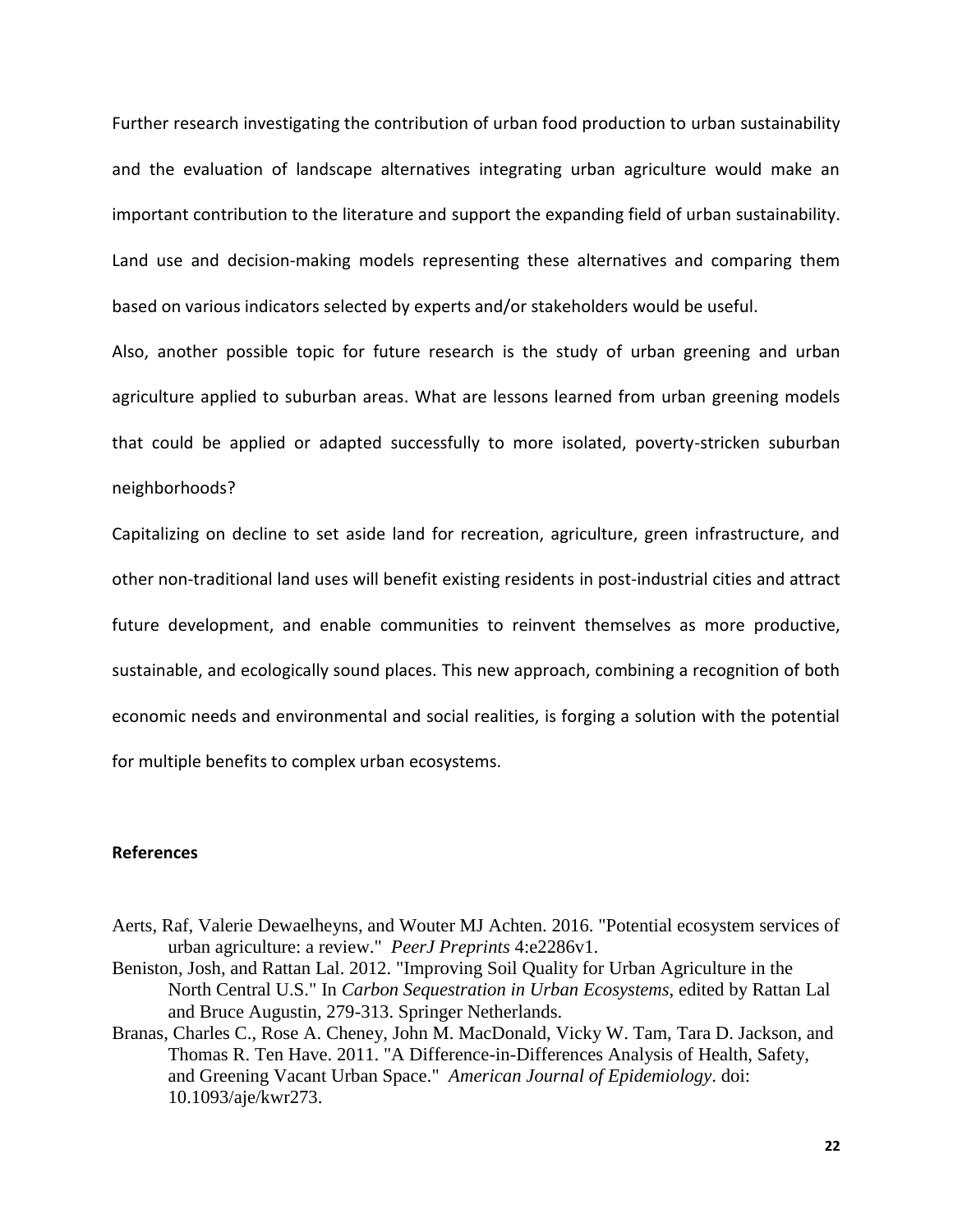Further research investigating the contribution of urban food production to urban sustainability and the evaluation of landscape alternatives integrating urban agriculture would make an important contribution to the literature and support the expanding field of urban sustainability. Land use and decision-making models representing these alternatives and comparing them based on various indicators selected by experts and/or stakeholders would be useful.

Also, another possible topic for future research is the study of urban greening and urban agriculture applied to suburban areas. What are lessons learned from urban greening models that could be applied or adapted successfully to more isolated, poverty-stricken suburban neighborhoods?

Capitalizing on decline to set aside land for recreation, agriculture, green infrastructure, and other non-traditional land uses will benefit existing residents in post-industrial cities and attract future development, and enable communities to reinvent themselves as more productive, sustainable, and ecologically sound places. This new approach, combining a recognition of both economic needs and environmental and social realities, is forging a solution with the potential for multiple benefits to complex urban ecosystems.

**References**

Aerts, Raf, Valerie Dewaelheyns, and Wouter MJ Achten. 2016. "Potential ecosystem services of urban agriculture: a review." *PeerJ Preprints* 4:e2286v1.

Beniston, Josh, and Rattan Lal. 2012. "Improving Soil Quality for Urban Agriculture in the North Central U.S." In *Carbon Sequestration in Urban Ecosystems*, edited by Rattan Lal and Bruce Augustin, 279-313. Springer Netherlands.

Branas, Charles C., Rose A. Cheney, John M. MacDonald, Vicky W. Tam, Tara D. Jackson, and Thomas R. Ten Have. 2011. "A Difference-in-Differences Analysis of Health, Safety, and Greening Vacant Urban Space." *American Journal of Epidemiology*. doi: 10.1093/aje/kwr273.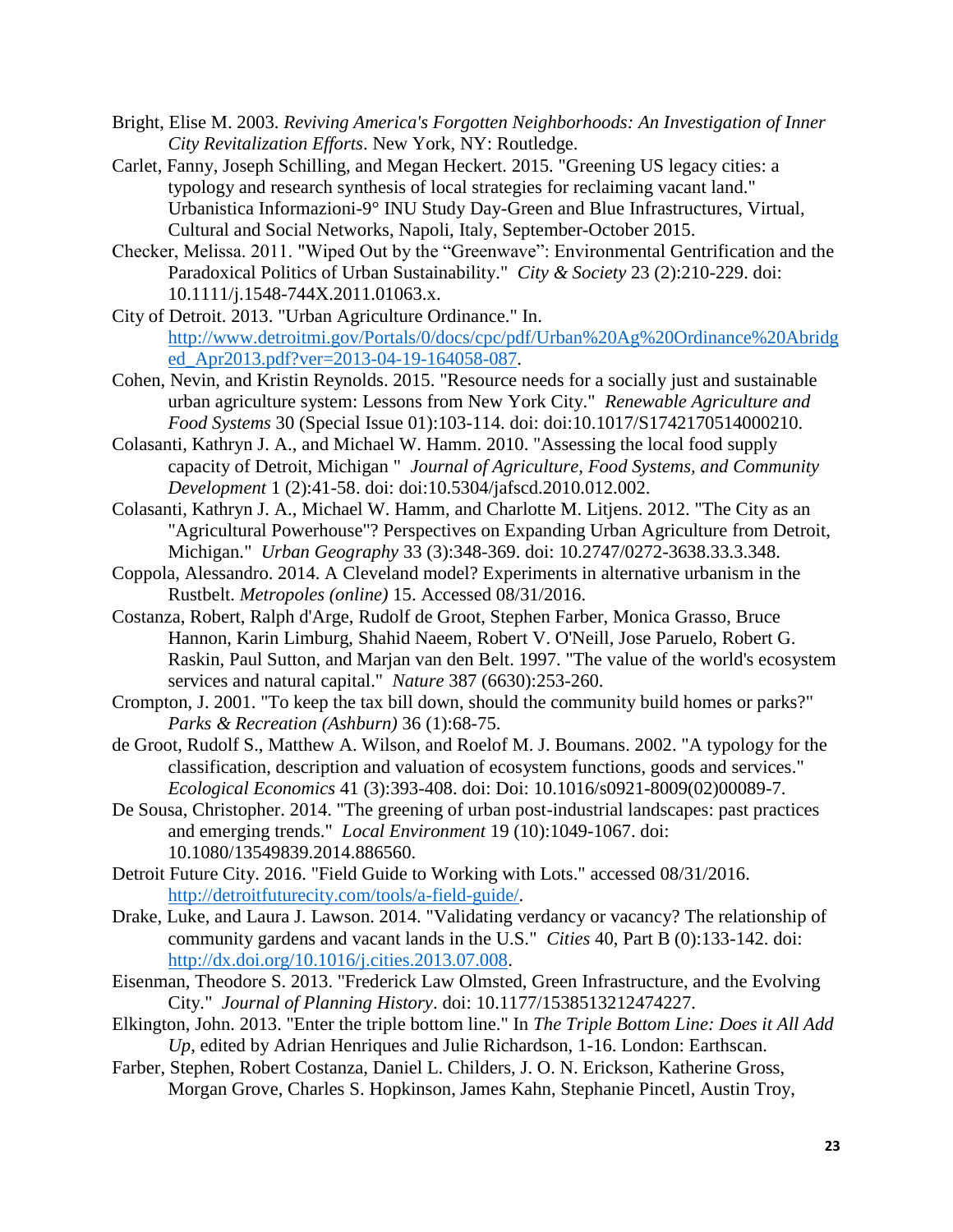Bright, Elise M. 2003. *Reviving America's Forgotten Neighborhoods: An Investigation of Inner City Revitalization Efforts*. New York, NY: Routledge.

Carlet, Fanny, Joseph Schilling, and Megan Heckert. 2015. "Greening US legacy cities: a typology and research synthesis of local strategies for reclaiming vacant land." Urbanistica Informazioni-9° INU Study Day-Green and Blue Infrastructures, Virtual, Cultural and Social Networks, Napoli, Italy, September-October 2015.

Checker, Melissa. 2011. "Wiped Out by the "Greenwave": Environmental Gentrification and the Paradoxical Politics of Urban Sustainability." *City & Society* 23 (2):210-229. doi: 10.1111/j.1548-744X.2011.01063.x.

City of Detroit. 2013. "Urban Agriculture Ordinance." In. http://www.detroitmi.gov/Portals/0/docs/cpc/pdf/Urban%20Ag%20Ordinance%20Abridged_Apr2013.pdf?ver=2013-04-19-164058-087.

Cohen, Nevin, and Kristin Reynolds. 2015. "Resource needs for a socially just and sustainable urban agriculture system: Lessons from New York City." *Renewable Agriculture and Food Systems* 30 (Special Issue 01):103-114. doi: doi:10.1017/S1742170514000210.

Colasanti, Kathryn J. A., and Michael W. Hamm. 2010. "Assessing the local food supply capacity of Detroit, Michigan " *Journal of Agriculture, Food Systems, and Community Development* 1 (2):41-58. doi: doi:10.5304/jafscd.2010.012.002.

Colasanti, Kathryn J. A., Michael W. Hamm, and Charlotte M. Litjens. 2012. "The City as an "Agricultural Powerhouse"? Perspectives on Expanding Urban Agriculture from Detroit, Michigan." *Urban Geography* 33 (3):348-369. doi: 10.2747/0272-3638.33.3.348.

Coppola, Alessandro. 2014. A Cleveland model? Experiments in alternative urbanism in the Rustbelt. *Metropoles (online)* 15. Accessed 08/31/2016.

Costanza, Robert, Ralph d'Arge, Rudolf de Groot, Stephen Farber, Monica Grasso, Bruce Hannon, Karin Limburg, Shahid Naeem, Robert V. O'Neill, Jose Paruelo, Robert G. Raskin, Paul Sutton, and Marjan van den Belt. 1997. "The value of the world's ecosystem services and natural capital." *Nature* 387 (6630):253-260.

Crompton, J. 2001. "To keep the tax bill down, should the community build homes or parks?" *Parks & Recreation (Ashburn)* 36 (1):68-75.

de Groot, Rudolf S., Matthew A. Wilson, and Roelof M. J. Boumans. 2002. "A typology for the classification, description and valuation of ecosystem functions, goods and services." *Ecological Economics* 41 (3):393-408. doi: Doi: 10.1016/s0921-8009(02)00089-7.

De Sousa, Christopher. 2014. "The greening of urban post-industrial landscapes: past practices and emerging trends." *Local Environment* 19 (10):1049-1067. doi: 10.1080/13549839.2014.886560.

Detroit Future City. 2016. "Field Guide to Working with Lots." accessed 08/31/2016. http://detroitfuturecity.com/tools/a-field-guide/.

Drake, Luke, and Laura J. Lawson. 2014. "Validating verdancy or vacancy? The relationship of community gardens and vacant lands in the U.S." *Cities* 40, Part B (0):133-142. doi: http://dx.doi.org/10.1016/j.cities.2013.07.008.

Eisenman, Theodore S. 2013. "Frederick Law Olmsted, Green Infrastructure, and the Evolving City." *Journal of Planning History*. doi: 10.1177/1538513212474227.

Elkington, John. 2013. "Enter the triple bottom line." In *The Triple Bottom Line: Does it All Add Up*, edited by Adrian Henriques and Julie Richardson, 1-16. London: Earthscan.

Farber, Stephen, Robert Costanza, Daniel L. Childers, J. O. N. Erickson, Katherine Gross, Morgan Grove, Charles S. Hopkinson, James Kahn, Stephanie Pincetl, Austin Troy,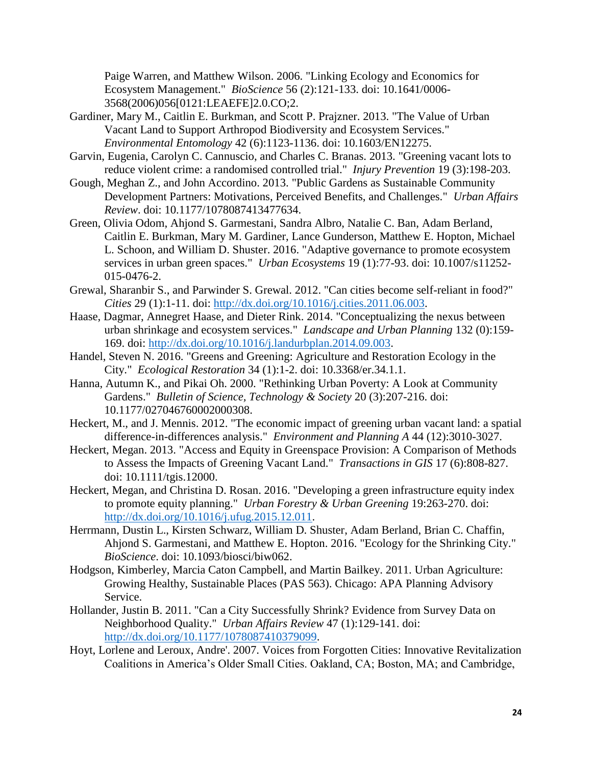Paige Warren, and Matthew Wilson. 2006. "Linking Ecology and Economics for Ecosystem Management." *BioScience* 56 (2):121-133. doi: 10.1641/0006-3568(2006)056[0121:LEAEFE]2.0.CO;2.

Gardiner, Mary M., Caitlin E. Burkman, and Scott P. Prajzner. 2013. "The Value of Urban Vacant Land to Support Arthropod Biodiversity and Ecosystem Services." *Environmental Entomology* 42 (6):1123-1136. doi: 10.1603/EN12275.

Garvin, Eugenia, Carolyn C. Cannuscio, and Charles C. Branas. 2013. "Greening vacant lots to reduce violent crime: a randomised controlled trial." *Injury Prevention* 19 (3):198-203.

Gough, Meghan Z., and John Accordino. 2013. "Public Gardens as Sustainable Community Development Partners: Motivations, Perceived Benefits, and Challenges." *Urban Affairs Review*. doi: 10.1177/1078087413477634.

Green, Olivia Odom, Ahjond S. Garmestani, Sandra Albro, Natalie C. Ban, Adam Berland, Caitlin E. Burkman, Mary M. Gardiner, Lance Gunderson, Matthew E. Hopton, Michael L. Schoon, and William D. Shuster. 2016. "Adaptive governance to promote ecosystem services in urban green spaces." *Urban Ecosystems* 19 (1):77-93. doi: 10.1007/s11252-015-0476-2.

Grewal, Sharanbir S., and Parwinder S. Grewal. 2012. "Can cities become self-reliant in food?" *Cities* 29 (1):1-11. doi: http://dx.doi.org/10.1016/j.cities.2011.06.003.

Haase, Dagmar, Annegret Haase, and Dieter Rink. 2014. "Conceptualizing the nexus between urban shrinkage and ecosystem services." *Landscape and Urban Planning* 132 (0):159-169. doi: http://dx.doi.org/10.1016/j.landurbplan.2014.09.003.

Handel, Steven N. 2016. "Greens and Greening: Agriculture and Restoration Ecology in the City." *Ecological Restoration* 34 (1):1-2. doi: 10.3368/er.34.1.1.

Hanna, Autumn K., and Pikai Oh. 2000. "Rethinking Urban Poverty: A Look at Community Gardens." *Bulletin of Science, Technology & Society* 20 (3):207-216. doi: 10.1177/027046760002000308.

Heckert, M., and J. Mennis. 2012. "The economic impact of greening urban vacant land: a spatial difference-in-differences analysis." *Environment and Planning A* 44 (12):3010-3027.

Heckert, Megan. 2013. "Access and Equity in Greenspace Provision: A Comparison of Methods to Assess the Impacts of Greening Vacant Land." *Transactions in GIS* 17 (6):808-827. doi: 10.1111/tgis.12000.

Heckert, Megan, and Christina D. Rosan. 2016. "Developing a green infrastructure equity index to promote equity planning." *Urban Forestry & Urban Greening* 19:263-270. doi: http://dx.doi.org/10.1016/j.ufug.2015.12.011.

Herrmann, Dustin L., Kirsten Schwarz, William D. Shuster, Adam Berland, Brian C. Chaffin, Ahjond S. Garmestani, and Matthew E. Hopton. 2016. "Ecology for the Shrinking City." *BioScience*. doi: 10.1093/biosci/biw062.

Hodgson, Kimberley, Marcia Caton Campbell, and Martin Bailkey. 2011. Urban Agriculture: Growing Healthy, Sustainable Places (PAS 563). Chicago: APA Planning Advisory Service.

Hollander, Justin B. 2011. "Can a City Successfully Shrink? Evidence from Survey Data on Neighborhood Quality." *Urban Affairs Review* 47 (1):129-141. doi: http://dx.doi.org/10.1177/1078087410379099.

Hoyt, Lorlene and Leroux, Andre'. 2007. Voices from Forgotten Cities: Innovative Revitalization Coalitions in America's Older Small Cities. Oakland, CA; Boston, MA; and Cambridge,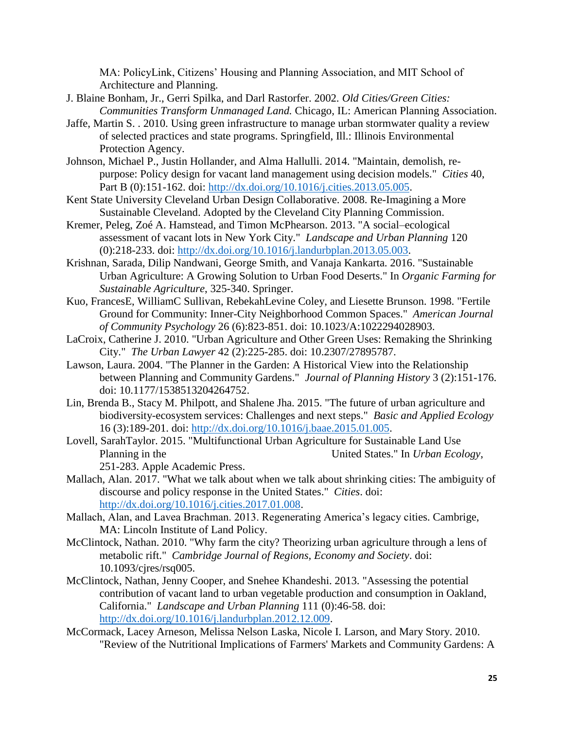MA: PolicyLink, Citizens' Housing and Planning Association, and MIT School of Architecture and Planning.

J. Blaine Bonham, Jr., Gerri Spilka, and Darl Rastorfer. 2002. *Old Cities/Green Cities: Communities Transform Unmanaged Land.* Chicago, IL: American Planning Association.

Jaffe, Martin S. . 2010. Using green infrastructure to manage urban stormwater quality a review of selected practices and state programs. Springfield, Ill.: Illinois Environmental Protection Agency.

Johnson, Michael P., Justin Hollander, and Alma Hallulli. 2014. "Maintain, demolish, re-purpose: Policy design for vacant land management using decision models." *Cities* 40, Part B (0):151-162. doi: http://dx.doi.org/10.1016/j.cities.2013.05.005.

Kent State University Cleveland Urban Design Collaborative. 2008. Re-Imagining a More Sustainable Cleveland. Adopted by the Cleveland City Planning Commission.

Kremer, Peleg, Zoé A. Hamstead, and Timon McPhearson. 2013. "A social–ecological assessment of vacant lots in New York City." *Landscape and Urban Planning* 120 (0):218-233. doi: http://dx.doi.org/10.1016/j.landurbplan.2013.05.003.

Krishnan, Sarada, Dilip Nandwani, George Smith, and Vanaja Kankarta. 2016. "Sustainable Urban Agriculture: A Growing Solution to Urban Food Deserts." In *Organic Farming for Sustainable Agriculture*, 325-340. Springer.

Kuo, FrancesE, WilliamC Sullivan, RebekahLevine Coley, and Liesette Brunson. 1998. "Fertile Ground for Community: Inner-City Neighborhood Common Spaces." *American Journal of Community Psychology* 26 (6):823-851. doi: 10.1023/A:1022294028903.

LaCroix, Catherine J. 2010. "Urban Agriculture and Other Green Uses: Remaking the Shrinking City." *The Urban Lawyer* 42 (2):225-285. doi: 10.2307/27895787.

Lawson, Laura. 2004. "The Planner in the Garden: A Historical View into the Relationship between Planning and Community Gardens." *Journal of Planning History* 3 (2):151-176. doi: 10.1177/1538513204264752.

Lin, Brenda B., Stacy M. Philpott, and Shalene Jha. 2015. "The future of urban agriculture and biodiversity-ecosystem services: Challenges and next steps." *Basic and Applied Ecology* 16 (3):189-201. doi: http://dx.doi.org/10.1016/j.baae.2015.01.005.

Lovell, SarahTaylor. 2015. "Multifunctional Urban Agriculture for Sustainable Land Use Planning in the United States." In *Urban Ecology*, 251-283. Apple Academic Press.

Mallach, Alan. 2017. "What we talk about when we talk about shrinking cities: The ambiguity of discourse and policy response in the United States." *Cities*. doi: http://dx.doi.org/10.1016/j.cities.2017.01.008.

Mallach, Alan, and Lavea Brachman. 2013. Regenerating America's legacy cities. Cambrige, MA: Lincoln Institute of Land Policy.

McClintock, Nathan. 2010. "Why farm the city? Theorizing urban agriculture through a lens of metabolic rift." *Cambridge Journal of Regions, Economy and Society*. doi: 10.1093/cjres/rsq005.

McClintock, Nathan, Jenny Cooper, and Snehee Khandeshi. 2013. "Assessing the potential contribution of vacant land to urban vegetable production and consumption in Oakland, California." *Landscape and Urban Planning* 111 (0):46-58. doi: http://dx.doi.org/10.1016/j.landurbplan.2012.12.009.

McCormack, Lacey Arneson, Melissa Nelson Laska, Nicole I. Larson, and Mary Story. 2010. "Review of the Nutritional Implications of Farmers' Markets and Community Gardens: A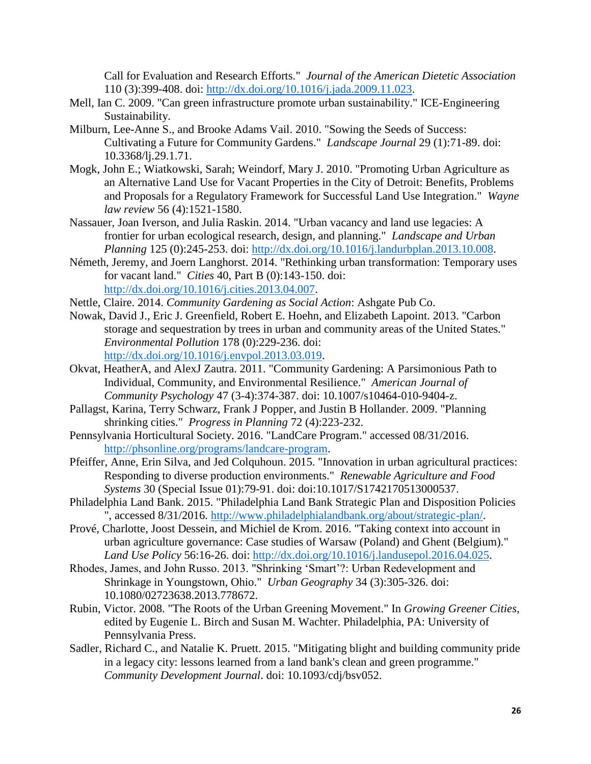Call for Evaluation and Research Efforts." *Journal of the American Dietetic Association* 110 (3):399-408. doi: http://dx.doi.org/10.1016/j.jada.2009.11.023.

Mell, Ian C. 2009. "Can green infrastructure promote urban sustainability." ICE-Engineering Sustainability.

Milburn, Lee-Anne S., and Brooke Adams Vail. 2010. "Sowing the Seeds of Success: Cultivating a Future for Community Gardens." *Landscape Journal* 29 (1):71-89. doi: 10.3368/lj.29.1.71.

Mogk, John E.; Wiatkowski, Sarah; Weindorf, Mary J. 2010. "Promoting Urban Agriculture as an Alternative Land Use for Vacant Properties in the City of Detroit: Benefits, Problems and Proposals for a Regulatory Framework for Successful Land Use Integration." *Wayne law review* 56 (4):1521-1580.

Nassauer, Joan Iverson, and Julia Raskin. 2014. "Urban vacancy and land use legacies: A frontier for urban ecological research, design, and planning." *Landscape and Urban Planning* 125 (0):245-253. doi: http://dx.doi.org/10.1016/j.landurbplan.2013.10.008.

Németh, Jeremy, and Joern Langhorst. 2014. "Rethinking urban transformation: Temporary uses for vacant land." *Cities* 40, Part B (0):143-150. doi: http://dx.doi.org/10.1016/j.cities.2013.04.007.

Nettle, Claire. 2014. *Community Gardening as Social Action*: Ashgate Pub Co.

Nowak, David J., Eric J. Greenfield, Robert E. Hoehn, and Elizabeth Lapoint. 2013. "Carbon storage and sequestration by trees in urban and community areas of the United States." *Environmental Pollution* 178 (0):229-236. doi: http://dx.doi.org/10.1016/j.envpol.2013.03.019.

Okvat, HeatherA, and AlexJ Zautra. 2011. "Community Gardening: A Parsimonious Path to Individual, Community, and Environmental Resilience." *American Journal of Community Psychology* 47 (3-4):374-387. doi: 10.1007/s10464-010-9404-z.

Pallagst, Karina, Terry Schwarz, Frank J Popper, and Justin B Hollander. 2009. "Planning shrinking cities." *Progress in Planning* 72 (4):223-232.

Pennsylvania Horticultural Society. 2016. "LandCare Program." accessed 08/31/2016. http://phsonline.org/programs/landcare-program.

Pfeiffer, Anne, Erin Silva, and Jed Colquhoun. 2015. "Innovation in urban agricultural practices: Responding to diverse production environments." *Renewable Agriculture and Food Systems* 30 (Special Issue 01):79-91. doi: doi:10.1017/S1742170513000537.

Philadelphia Land Bank. 2015. "Philadelphia Land Bank Strategic Plan and Disposition Policies ", accessed 8/31/2016. http://www.philadelphialandbank.org/about/strategic-plan/.

Prové, Charlotte, Joost Dessein, and Michiel de Krom. 2016. "Taking context into account in urban agriculture governance: Case studies of Warsaw (Poland) and Ghent (Belgium)." *Land Use Policy* 56:16-26. doi: http://dx.doi.org/10.1016/j.landusepol.2016.04.025.

Rhodes, James, and John Russo. 2013. "Shrinking 'Smart'?: Urban Redevelopment and Shrinkage in Youngstown, Ohio." *Urban Geography* 34 (3):305-326. doi: 10.1080/02723638.2013.778672.

Rubin, Victor. 2008. "The Roots of the Urban Greening Movement." In *Growing Greener Cities*, edited by Eugenie L. Birch and Susan M. Wachter. Philadelphia, PA: University of Pennsylvania Press.

Sadler, Richard C., and Natalie K. Pruett. 2015. "Mitigating blight and building community pride in a legacy city: lessons learned from a land bank's clean and green programme." *Community Development Journal*. doi: 10.1093/cdj/bsv052.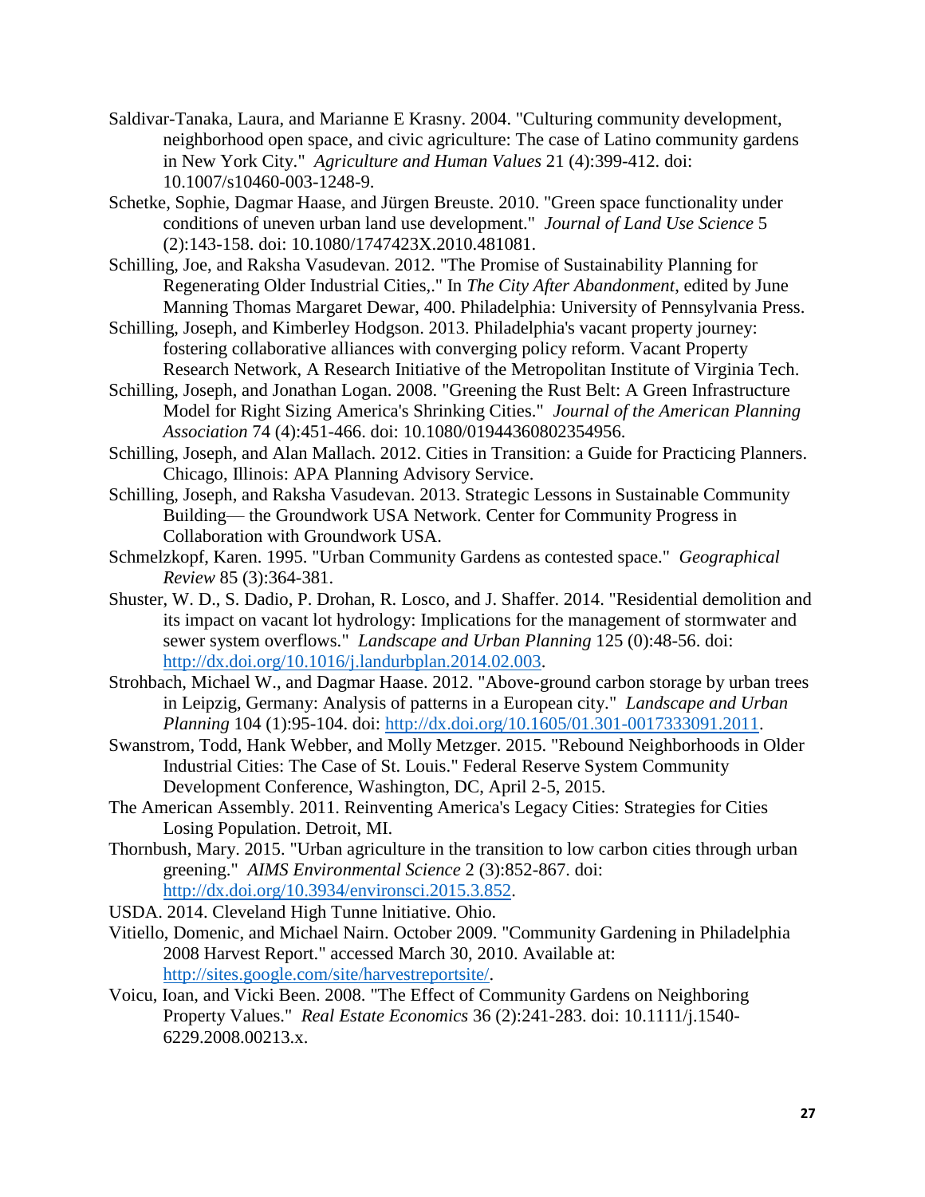Saldivar-Tanaka, Laura, and Marianne E Krasny. 2004. "Culturing community development, neighborhood open space, and civic agriculture: The case of Latino community gardens in New York City." *Agriculture and Human Values* 21 (4):399-412. doi: 10.1007/s10460-003-1248-9.

Schetke, Sophie, Dagmar Haase, and Jürgen Breuste. 2010. "Green space functionality under conditions of uneven urban land use development." *Journal of Land Use Science* 5 (2):143-158. doi: 10.1080/1747423X.2010.481081.

Schilling, Joe, and Raksha Vasudevan. 2012. "The Promise of Sustainability Planning for Regenerating Older Industrial Cities,." In *The City After Abandonment*, edited by June Manning Thomas Margaret Dewar, 400. Philadelphia: University of Pennsylvania Press.

Schilling, Joseph, and Kimberley Hodgson. 2013. Philadelphia's vacant property journey: fostering collaborative alliances with converging policy reform. Vacant Property Research Network, A Research Initiative of the Metropolitan Institute of Virginia Tech.

Schilling, Joseph, and Jonathan Logan. 2008. "Greening the Rust Belt: A Green Infrastructure Model for Right Sizing America's Shrinking Cities." *Journal of the American Planning Association* 74 (4):451-466. doi: 10.1080/01944360802354956.

Schilling, Joseph, and Alan Mallach. 2012. Cities in Transition: a Guide for Practicing Planners. Chicago, Illinois: APA Planning Advisory Service.

Schilling, Joseph, and Raksha Vasudevan. 2013. Strategic Lessons in Sustainable Community Building— the Groundwork USA Network. Center for Community Progress in Collaboration with Groundwork USA.

Schmelzkopf, Karen. 1995. "Urban Community Gardens as contested space." *Geographical Review* 85 (3):364-381.

Shuster, W. D., S. Dadio, P. Drohan, R. Losco, and J. Shaffer. 2014. "Residential demolition and its impact on vacant lot hydrology: Implications for the management of stormwater and sewer system overflows." *Landscape and Urban Planning* 125 (0):48-56. doi: http://dx.doi.org/10.1016/j.landurbplan.2014.02.003.

Strohbach, Michael W., and Dagmar Haase. 2012. "Above-ground carbon storage by urban trees in Leipzig, Germany: Analysis of patterns in a European city." *Landscape and Urban Planning* 104 (1):95-104. doi: http://dx.doi.org/10.1605/01.301-0017333091.2011.

Swanstrom, Todd, Hank Webber, and Molly Metzger. 2015. "Rebound Neighborhoods in Older Industrial Cities: The Case of St. Louis." Federal Reserve System Community Development Conference, Washington, DC, April 2-5, 2015.

The American Assembly. 2011. Reinventing America's Legacy Cities: Strategies for Cities Losing Population. Detroit, MI.

Thornbush, Mary. 2015. "Urban agriculture in the transition to low carbon cities through urban greening." *AIMS Environmental Science* 2 (3):852-867. doi: http://dx.doi.org/10.3934/environsci.2015.3.852.

USDA. 2014. Cleveland High Tunne lnitiative. Ohio.

Vitiello, Domenic, and Michael Nairn. October 2009. "Community Gardening in Philadelphia 2008 Harvest Report." accessed March 30, 2010. Available at: http://sites.google.com/site/harvestreportsite/.

Voicu, Ioan, and Vicki Been. 2008. "The Effect of Community Gardens on Neighboring Property Values." *Real Estate Economics* 36 (2):241-283. doi: 10.1111/j.1540-6229.2008.00213.x.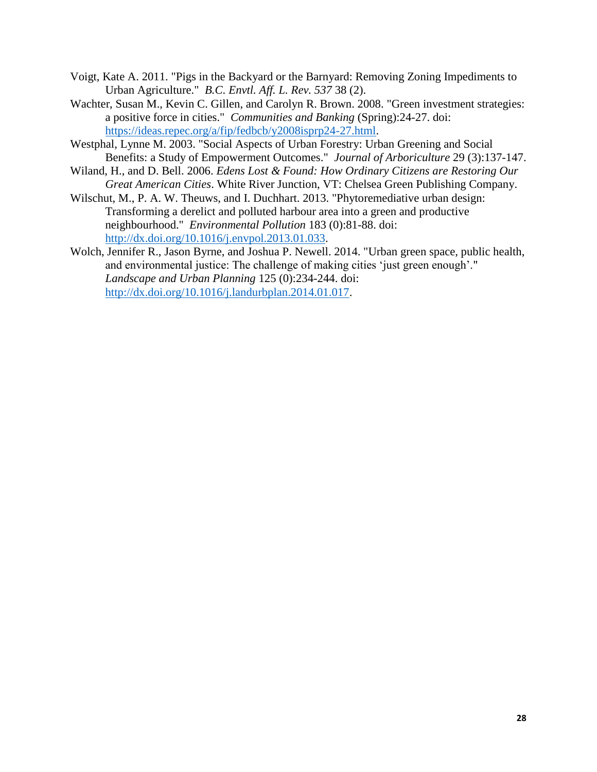Voigt, Kate A. 2011. "Pigs in the Backyard or the Barnyard: Removing Zoning Impediments to Urban Agriculture." *B.C. Envtl. Aff. L. Rev. 537* 38 (2).

Wachter, Susan M., Kevin C. Gillen, and Carolyn R. Brown. 2008. "Green investment strategies: a positive force in cities." *Communities and Banking* (Spring):24-27. doi: https://ideas.repec.org/a/fip/fedbcb/y2008isprp24-27.html.

Westphal, Lynne M. 2003. "Social Aspects of Urban Forestry: Urban Greening and Social Benefits: a Study of Empowerment Outcomes." *Journal of Arboriculture* 29 (3):137-147.

Wiland, H., and D. Bell. 2006. *Edens Lost & Found: How Ordinary Citizens are Restoring Our Great American Cities*. White River Junction, VT: Chelsea Green Publishing Company.

Wilschut, M., P. A. W. Theuws, and I. Duchhart. 2013. "Phytoremediative urban design: Transforming a derelict and polluted harbour area into a green and productive neighbourhood." *Environmental Pollution* 183 (0):81-88. doi: http://dx.doi.org/10.1016/j.envpol.2013.01.033.

Wolch, Jennifer R., Jason Byrne, and Joshua P. Newell. 2014. "Urban green space, public health, and environmental justice: The challenge of making cities 'just green enough'." *Landscape and Urban Planning* 125 (0):234-244. doi: http://dx.doi.org/10.1016/j.landurbplan.2014.01.017.